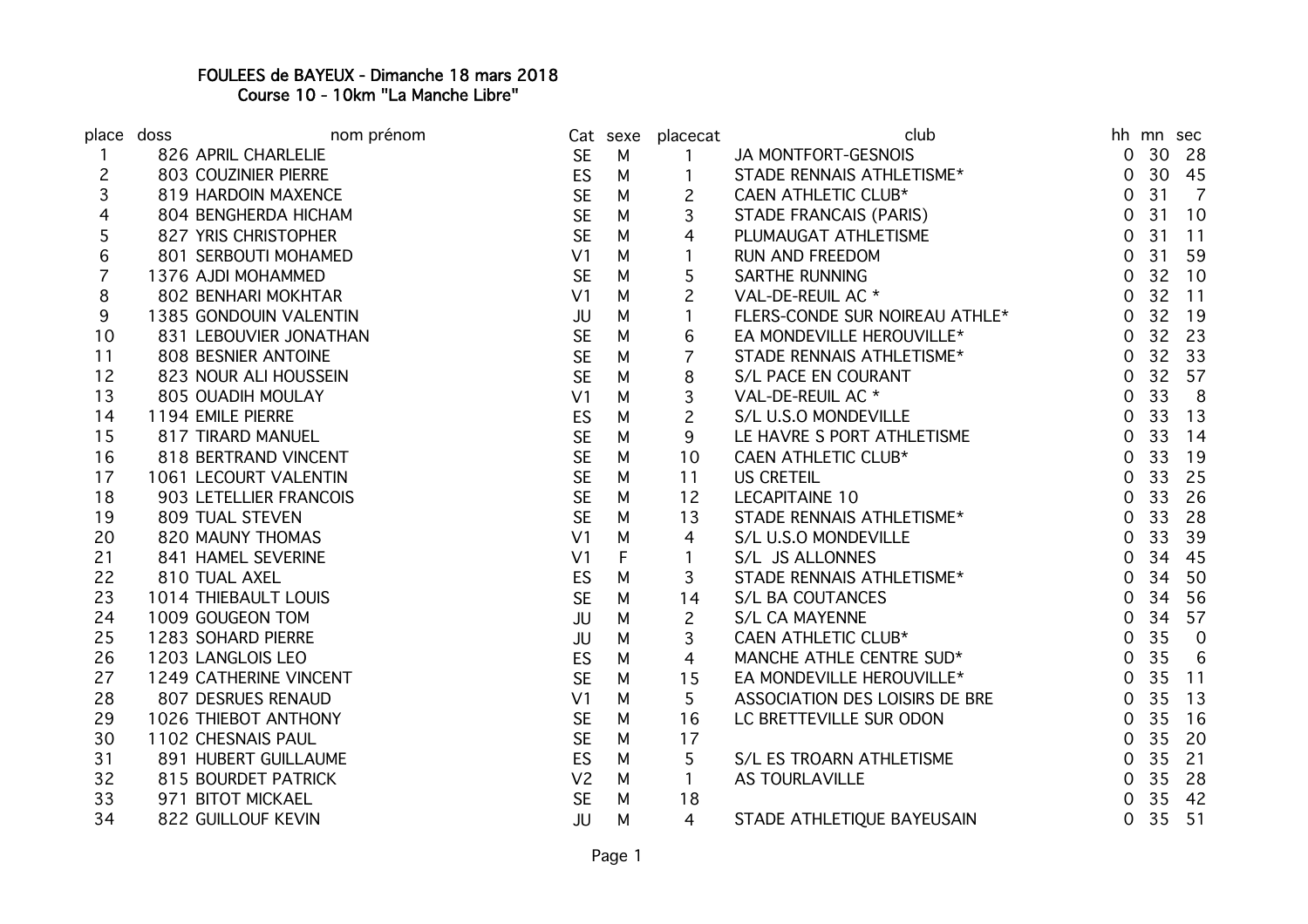# FOULEES de BAYEUX - Dimanche 18 mars 2018

## Course 10 - 10km "La Manche Libre"

| place | doss | nom prénom | Cat | sexe | placecat | club | hh | mn | sec |
|---|---|---|---|---|---|---|---|---|---|
| 1 | 826 | APRIL CHARLELIE | SE | M | 1 | JA MONTFORT-GESNOIS | 0 | 30 | 28 |
| 2 | 803 | COUZINIER PIERRE | ES | M | 1 | STADE RENNAIS ATHLETISME* | 0 | 30 | 45 |
| 3 | 819 | HARDOIN MAXENCE | SE | M | 2 | CAEN ATHLETIC CLUB* | 0 | 31 | 7 |
| 4 | 804 | BENGHERDA HICHAM | SE | M | 3 | STADE FRANCAIS (PARIS) | 0 | 31 | 10 |
| 5 | 827 | YRIS CHRISTOPHER | SE | M | 4 | PLUMAUGAT ATHLETISME | 0 | 31 | 11 |
| 6 | 801 | SERBOUTI MOHAMED | V1 | M | 1 | RUN AND FREEDOM | 0 | 31 | 59 |
| 7 | 1376 | AJDI MOHAMMED | SE | M | 5 | SARTHE RUNNING | 0 | 32 | 10 |
| 8 | 802 | BENHARI MOKHTAR | V1 | M | 2 | VAL-DE-REUIL AC * | 0 | 32 | 11 |
| 9 | 1385 | GONDOUIN VALENTIN | JU | M | 1 | FLERS-CONDE SUR NOIREAU ATHLE* | 0 | 32 | 19 |
| 10 | 831 | LEBOUVIER JONATHAN | SE | M | 6 | EA MONDEVILLE HEROUVILLE* | 0 | 32 | 23 |
| 11 | 808 | BESNIER ANTOINE | SE | M | 7 | STADE RENNAIS ATHLETISME* | 0 | 32 | 33 |
| 12 | 823 | NOUR ALI HOUSSEIN | SE | M | 8 | S/L PACE EN COURANT | 0 | 32 | 57 |
| 13 | 805 | OUADIH MOULAY | V1 | M | 3 | VAL-DE-REUIL AC * | 0 | 33 | 8 |
| 14 | 1194 | EMILE PIERRE | ES | M | 2 | S/L U.S.O MONDEVILLE | 0 | 33 | 13 |
| 15 | 817 | TIRARD MANUEL | SE | M | 9 | LE HAVRE S PORT ATHLETISME | 0 | 33 | 14 |
| 16 | 818 | BERTRAND VINCENT | SE | M | 10 | CAEN ATHLETIC CLUB* | 0 | 33 | 19 |
| 17 | 1061 | LECOURT VALENTIN | SE | M | 11 | US CRETEIL | 0 | 33 | 25 |
| 18 | 903 | LETELLIER FRANCOIS | SE | M | 12 | LECAPITAINE 10 | 0 | 33 | 26 |
| 19 | 809 | TUAL STEVEN | SE | M | 13 | STADE RENNAIS ATHLETISME* | 0 | 33 | 28 |
| 20 | 820 | MAUNY THOMAS | V1 | M | 4 | S/L U.S.O MONDEVILLE | 0 | 33 | 39 |
| 21 | 841 | HAMEL SEVERINE | V1 | F | 1 | S/L JS ALLONNES | 0 | 34 | 45 |
| 22 | 810 | TUAL AXEL | ES | M | 3 | STADE RENNAIS ATHLETISME* | 0 | 34 | 50 |
| 23 | 1014 | THIEBAULT LOUIS | SE | M | 14 | S/L BA COUTANCES | 0 | 34 | 56 |
| 24 | 1009 | GOUGEON TOM | JU | M | 2 | S/L CA MAYENNE | 0 | 34 | 57 |
| 25 | 1283 | SOHARD PIERRE | JU | M | 3 | CAEN ATHLETIC CLUB* | 0 | 35 | 0 |
| 26 | 1203 | LANGLOIS LEO | ES | M | 4 | MANCHE ATHLE CENTRE SUD* | 0 | 35 | 6 |
| 27 | 1249 | CATHERINE VINCENT | SE | M | 15 | EA MONDEVILLE HEROUVILLE* | 0 | 35 | 11 |
| 28 | 807 | DESRUES RENAUD | V1 | M | 5 | ASSOCIATION DES LOISIRS DE BRE | 0 | 35 | 13 |
| 29 | 1026 | THIEBOT ANTHONY | SE | M | 16 | LC BRETTEVILLE SUR ODON | 0 | 35 | 16 |
| 30 | 1102 | CHESNAIS PAUL | SE | M | 17 | | 0 | 35 | 20 |
| 31 | 891 | HUBERT GUILLAUME | ES | M | 5 | S/L ES TROARN ATHLETISME | 0 | 35 | 21 |
| 32 | 815 | BOURDET PATRICK | V2 | M | 1 | AS TOURLAVILLE | 0 | 35 | 28 |
| 33 | 971 | BITOT MICKAEL | SE | M | 18 | | 0 | 35 | 42 |
| 34 | 822 | GUILLOUF KEVIN | JU | M | 4 | STADE ATHLETIQUE BAYEUSAIN | 0 | 35 | 51 |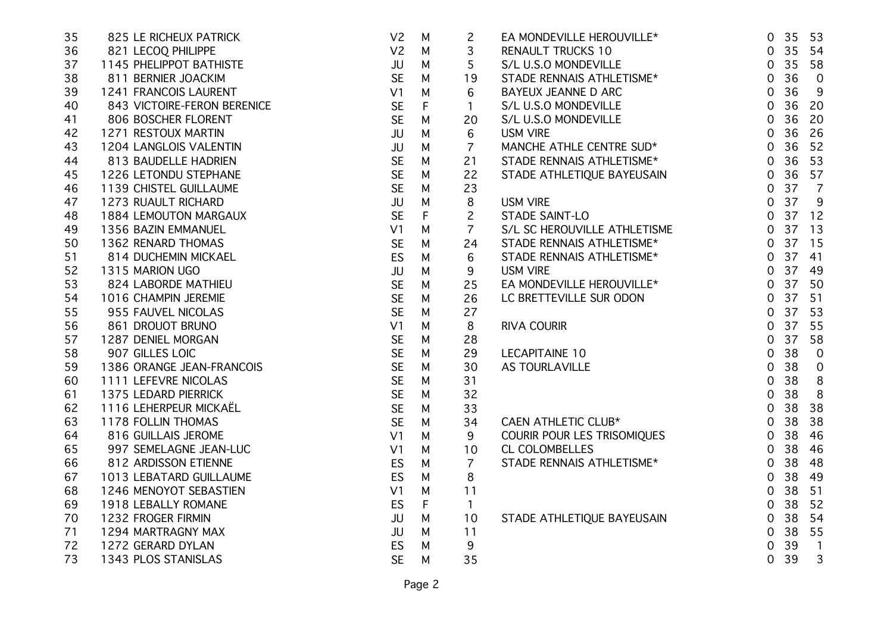| | | | | | | | | |
|---|---|---|---|---|---|---|---|---|
| 35 | 825 LE RICHEUX PATRICK | V2 | M | 2 | EA MONDEVILLE HEROUVILLE* | 0 | 35 | 53 |
| 36 | 821 LECOQ PHILIPPE | V2 | M | 3 | RENAULT TRUCKS 10 | 0 | 35 | 54 |
| 37 | 1145 PHELIPPOT BATHISTE | JU | M | 5 | S/L U.S.O MONDEVILLE | 0 | 35 | 58 |
| 38 | 811 BERNIER JOACKIM | SE | M | 19 | STADE RENNAIS ATHLETISME* | 0 | 36 | 0 |
| 39 | 1241 FRANCOIS LAURENT | V1 | M | 6 | BAYEUX JEANNE D ARC | 0 | 36 | 9 |
| 40 | 843 VICTOIRE-FERON BERENICE | SE | F | 1 | S/L U.S.O MONDEVILLE | 0 | 36 | 20 |
| 41 | 806 BOSCHER FLORENT | SE | M | 20 | S/L U.S.O MONDEVILLE | 0 | 36 | 20 |
| 42 | 1271 RESTOUX MARTIN | JU | M | 6 | USM VIRE | 0 | 36 | 26 |
| 43 | 1204 LANGLOIS VALENTIN | JU | M | 7 | MANCHE ATHLE CENTRE SUD* | 0 | 36 | 52 |
| 44 | 813 BAUDELLE HADRIEN | SE | M | 21 | STADE RENNAIS ATHLETISME* | 0 | 36 | 53 |
| 45 | 1226 LETONDU STEPHANE | SE | M | 22 | STADE ATHLETIQUE BAYEUSAIN | 0 | 36 | 57 |
| 46 | 1139 CHISTEL GUILLAUME | SE | M | 23 | | 0 | 37 | 7 |
| 47 | 1273 RUAULT RICHARD | JU | M | 8 | USM VIRE | 0 | 37 | 9 |
| 48 | 1884 LEMOUTON MARGAUX | SE | F | 2 | STADE SAINT-LO | 0 | 37 | 12 |
| 49 | 1356 BAZIN EMMANUEL | V1 | M | 7 | S/L SC HEROUVILLE ATHLETISME | 0 | 37 | 13 |
| 50 | 1362 RENARD THOMAS | SE | M | 24 | STADE RENNAIS ATHLETISME* | 0 | 37 | 15 |
| 51 | 814 DUCHEMIN MICKAEL | ES | M | 6 | STADE RENNAIS ATHLETISME* | 0 | 37 | 41 |
| 52 | 1315 MARION UGO | JU | M | 9 | USM VIRE | 0 | 37 | 49 |
| 53 | 824 LABORDE MATHIEU | SE | M | 25 | EA MONDEVILLE HEROUVILLE* | 0 | 37 | 50 |
| 54 | 1016 CHAMPIN JEREMIE | SE | M | 26 | LC BRETTEVILLE SUR ODON | 0 | 37 | 51 |
| 55 | 955 FAUVEL NICOLAS | SE | M | 27 | | 0 | 37 | 53 |
| 56 | 861 DROUOT BRUNO | V1 | M | 8 | RIVA COURIR | 0 | 37 | 55 |
| 57 | 1287 DENIEL MORGAN | SE | M | 28 | | 0 | 37 | 58 |
| 58 | 907 GILLES LOIC | SE | M | 29 | LECAPITAINE 10 | 0 | 38 | 0 |
| 59 | 1386 ORANGE JEAN-FRANCOIS | SE | M | 30 | AS TOURLAVILLE | 0 | 38 | 0 |
| 60 | 1111 LEFEVRE NICOLAS | SE | M | 31 | | 0 | 38 | 8 |
| 61 | 1375 LEDARD PIERRICK | SE | M | 32 | | 0 | 38 | 8 |
| 62 | 1116 LEHERPEUR MICKAËL | SE | M | 33 | | 0 | 38 | 38 |
| 63 | 1178 FOLLIN THOMAS | SE | M | 34 | CAEN ATHLETIC CLUB* | 0 | 38 | 38 |
| 64 | 816 GUILLAIS JEROME | V1 | M | 9 | COURIR POUR LES TRISOMIQUES | 0 | 38 | 46 |
| 65 | 997 SEMELAGNE JEAN-LUC | V1 | M | 10 | CL COLOMBELLES | 0 | 38 | 46 |
| 66 | 812 ARDISSON ETIENNE | ES | M | 7 | STADE RENNAIS ATHLETISME* | 0 | 38 | 48 |
| 67 | 1013 LEBATARD GUILLAUME | ES | M | 8 | | 0 | 38 | 49 |
| 68 | 1246 MENOYOT SEBASTIEN | V1 | M | 11 | | 0 | 38 | 51 |
| 69 | 1918 LEBALLY ROMANE | ES | F | 1 | | 0 | 38 | 52 |
| 70 | 1232 FROGER FIRMIN | JU | M | 10 | STADE ATHLETIQUE BAYEUSAIN | 0 | 38 | 54 |
| 71 | 1294 MARTRAGNY MAX | JU | M | 11 | | 0 | 38 | 55 |
| 72 | 1272 GERARD DYLAN | ES | M | 9 | | 0 | 39 | 1 |
| 73 | 1343 PLOS STANISLAS | SE | M | 35 | | 0 | 39 | 3 |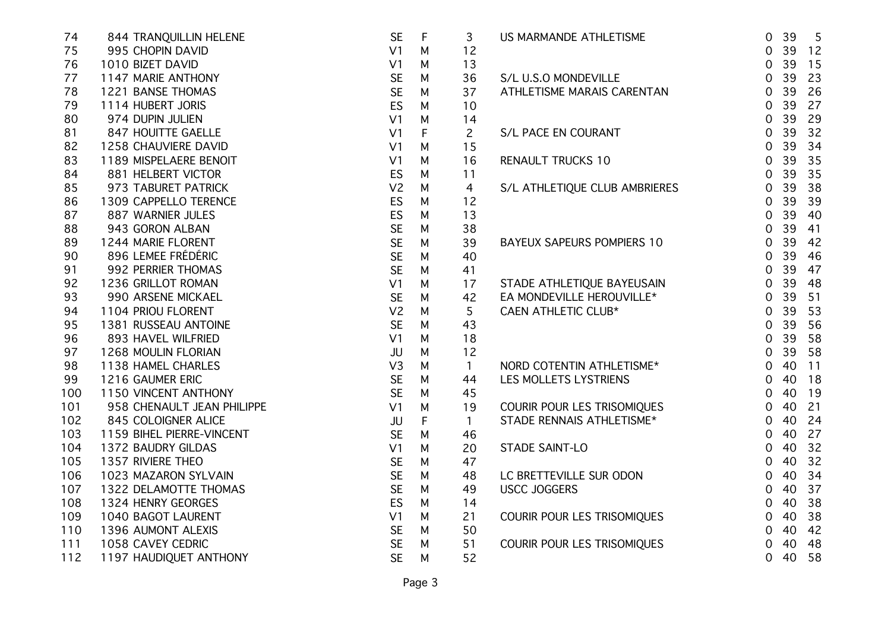| | | | | | | | | |
|---|---|---|---|---|---|---|---|---|
| 74 | 844 TRANQUILLIN HELENE | SE | F | 3 | US MARMANDE ATHLETISME | 0 | 39 | 5 |
| 75 | 995 CHOPIN DAVID | V1 | M | 12 | | 0 | 39 | 12 |
| 76 | 1010 BIZET DAVID | V1 | M | 13 | | 0 | 39 | 15 |
| 77 | 1147 MARIE ANTHONY | SE | M | 36 | S/L U.S.O MONDEVILLE | 0 | 39 | 23 |
| 78 | 1221 BANSE THOMAS | SE | M | 37 | ATHLETISME MARAIS CARENTAN | 0 | 39 | 26 |
| 79 | 1114 HUBERT JORIS | ES | M | 10 | | 0 | 39 | 27 |
| 80 | 974 DUPIN JULIEN | V1 | M | 14 | | 0 | 39 | 29 |
| 81 | 847 HOUITTE GAELLE | V1 | F | 2 | S/L PACE EN COURANT | 0 | 39 | 32 |
| 82 | 1258 CHAUVIERE DAVID | V1 | M | 15 | | 0 | 39 | 34 |
| 83 | 1189 MISPELAERE BENOIT | V1 | M | 16 | RENAULT TRUCKS 10 | 0 | 39 | 35 |
| 84 | 881 HELBERT VICTOR | ES | M | 11 | | 0 | 39 | 35 |
| 85 | 973 TABURET PATRICK | V2 | M | 4 | S/L ATHLETIQUE CLUB AMBRIERES | 0 | 39 | 38 |
| 86 | 1309 CAPPELLO TERENCE | ES | M | 12 | | 0 | 39 | 39 |
| 87 | 887 WARNIER JULES | ES | M | 13 | | 0 | 39 | 40 |
| 88 | 943 GORON ALBAN | SE | M | 38 | | 0 | 39 | 41 |
| 89 | 1244 MARIE FLORENT | SE | M | 39 | BAYEUX SAPEURS POMPIERS 10 | 0 | 39 | 42 |
| 90 | 896 LEMEE FRÉDÉRIC | SE | M | 40 | | 0 | 39 | 46 |
| 91 | 992 PERRIER THOMAS | SE | M | 41 | | 0 | 39 | 47 |
| 92 | 1236 GRILLOT ROMAN | V1 | M | 17 | STADE ATHLETIQUE BAYEUSAIN | 0 | 39 | 48 |
| 93 | 990 ARSENE MICKAEL | SE | M | 42 | EA MONDEVILLE HEROUVILLE* | 0 | 39 | 51 |
| 94 | 1104 PRIOU FLORENT | V2 | M | 5 | CAEN ATHLETIC CLUB* | 0 | 39 | 53 |
| 95 | 1381 RUSSEAU ANTOINE | SE | M | 43 | | 0 | 39 | 56 |
| 96 | 893 HAVEL WILFRIED | V1 | M | 18 | | 0 | 39 | 58 |
| 97 | 1268 MOULIN FLORIAN | JU | M | 12 | | 0 | 39 | 58 |
| 98 | 1138 HAMEL CHARLES | V3 | M | 1 | NORD COTENTIN ATHLETISME* | 0 | 40 | 11 |
| 99 | 1216 GAUMER ERIC | SE | M | 44 | LES MOLLETS LYSTRIENS | 0 | 40 | 18 |
| 100 | 1150 VINCENT ANTHONY | SE | M | 45 | | 0 | 40 | 19 |
| 101 | 958 CHENAULT JEAN PHILIPPE | V1 | M | 19 | COURIR POUR LES TRISOMIQUES | 0 | 40 | 21 |
| 102 | 845 COLOIGNER ALICE | JU | F | 1 | STADE RENNAIS ATHLETISME* | 0 | 40 | 24 |
| 103 | 1159 BIHEL PIERRE-VINCENT | SE | M | 46 | | 0 | 40 | 27 |
| 104 | 1372 BAUDRY GILDAS | V1 | M | 20 | STADE SAINT-LO | 0 | 40 | 32 |
| 105 | 1357 RIVIERE THEO | SE | M | 47 | | 0 | 40 | 32 |
| 106 | 1023 MAZARON SYLVAIN | SE | M | 48 | LC BRETTEVILLE SUR ODON | 0 | 40 | 34 |
| 107 | 1322 DELAMOTTE THOMAS | SE | M | 49 | USCC JOGGERS | 0 | 40 | 37 |
| 108 | 1324 HENRY GEORGES | ES | M | 14 | | 0 | 40 | 38 |
| 109 | 1040 BAGOT LAURENT | V1 | M | 21 | COURIR POUR LES TRISOMIQUES | 0 | 40 | 38 |
| 110 | 1396 AUMONT ALEXIS | SE | M | 50 | | 0 | 40 | 42 |
| 111 | 1058 CAVEY CEDRIC | SE | M | 51 | COURIR POUR LES TRISOMIQUES | 0 | 40 | 48 |
| 112 | 1197 HAUDIQUET ANTHONY | SE | M | 52 | | 0 | 40 | 58 |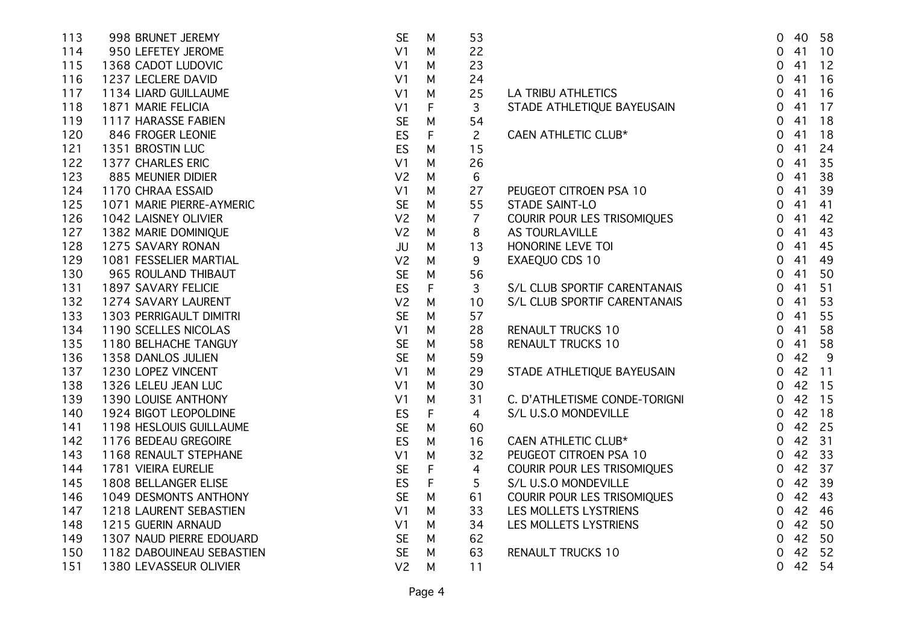| | | | | | | | | |
|---|---|---|---|---|---|---|---|---|
| 113 | 998 BRUNET JEREMY | SE | M | 53 | | 0 | 40 | 58 |
| 114 | 950 LEFETEY JEROME | V1 | M | 22 | | 0 | 41 | 10 |
| 115 | 1368 CADOT LUDOVIC | V1 | M | 23 | | 0 | 41 | 12 |
| 116 | 1237 LECLERE DAVID | V1 | M | 24 | | 0 | 41 | 16 |
| 117 | 1134 LIARD GUILLAUME | V1 | M | 25 | LA TRIBU ATHLETICS | 0 | 41 | 16 |
| 118 | 1871 MARIE FELICIA | V1 | F | 3 | STADE ATHLETIQUE BAYEUSAIN | 0 | 41 | 17 |
| 119 | 1117 HARASSE FABIEN | SE | M | 54 | | 0 | 41 | 18 |
| 120 | 846 FROGER LEONIE | ES | F | 2 | CAEN ATHLETIC CLUB* | 0 | 41 | 18 |
| 121 | 1351 BROSTIN LUC | ES | M | 15 | | 0 | 41 | 24 |
| 122 | 1377 CHARLES ERIC | V1 | M | 26 | | 0 | 41 | 35 |
| 123 | 885 MEUNIER DIDIER | V2 | M | 6 | | 0 | 41 | 38 |
| 124 | 1170 CHRAA ESSAID | V1 | M | 27 | PEUGEOT CITROEN PSA 10 | 0 | 41 | 39 |
| 125 | 1071 MARIE PIERRE-AYMERIC | SE | M | 55 | STADE SAINT-LO | 0 | 41 | 41 |
| 126 | 1042 LAISNEY OLIVIER | V2 | M | 7 | COURIR POUR LES TRISOMIQUES | 0 | 41 | 42 |
| 127 | 1382 MARIE DOMINIQUE | V2 | M | 8 | AS TOURLAVILLE | 0 | 41 | 43 |
| 128 | 1275 SAVARY RONAN | JU | M | 13 | HONORINE LEVE TOI | 0 | 41 | 45 |
| 129 | 1081 FESSELIER MARTIAL | V2 | M | 9 | EXAEQUO CDS 10 | 0 | 41 | 49 |
| 130 | 965 ROULAND THIBAUT | SE | M | 56 | | 0 | 41 | 50 |
| 131 | 1897 SAVARY FELICIE | ES | F | 3 | S/L CLUB SPORTIF CARENTANAIS | 0 | 41 | 51 |
| 132 | 1274 SAVARY LAURENT | V2 | M | 10 | S/L CLUB SPORTIF CARENTANAIS | 0 | 41 | 53 |
| 133 | 1303 PERRIGAULT DIMITRI | SE | M | 57 | | 0 | 41 | 55 |
| 134 | 1190 SCELLES NICOLAS | V1 | M | 28 | RENAULT TRUCKS 10 | 0 | 41 | 58 |
| 135 | 1180 BELHACHE TANGUY | SE | M | 58 | RENAULT TRUCKS 10 | 0 | 41 | 58 |
| 136 | 1358 DANLOS JULIEN | SE | M | 59 | | 0 | 42 | 9 |
| 137 | 1230 LOPEZ VINCENT | V1 | M | 29 | STADE ATHLETIQUE BAYEUSAIN | 0 | 42 | 11 |
| 138 | 1326 LELEU JEAN LUC | V1 | M | 30 | | 0 | 42 | 15 |
| 139 | 1390 LOUISE ANTHONY | V1 | M | 31 | C. D'ATHLETISME CONDE-TORIGNI | 0 | 42 | 15 |
| 140 | 1924 BIGOT LEOPOLDINE | ES | F | 4 | S/L U.S.O MONDEVILLE | 0 | 42 | 18 |
| 141 | 1198 HESLOUIS GUILLAUME | SE | M | 60 | | 0 | 42 | 25 |
| 142 | 1176 BEDEAU GREGOIRE | ES | M | 16 | CAEN ATHLETIC CLUB* | 0 | 42 | 31 |
| 143 | 1168 RENAULT STEPHANE | V1 | M | 32 | PEUGEOT CITROEN PSA 10 | 0 | 42 | 33 |
| 144 | 1781 VIEIRA EURELIE | SE | F | 4 | COURIR POUR LES TRISOMIQUES | 0 | 42 | 37 |
| 145 | 1808 BELLANGER ELISE | ES | F | 5 | S/L U.S.O MONDEVILLE | 0 | 42 | 39 |
| 146 | 1049 DESMONTS ANTHONY | SE | M | 61 | COURIR POUR LES TRISOMIQUES | 0 | 42 | 43 |
| 147 | 1218 LAURENT SEBASTIEN | V1 | M | 33 | LES MOLLETS LYSTRIENS | 0 | 42 | 46 |
| 148 | 1215 GUERIN ARNAUD | V1 | M | 34 | LES MOLLETS LYSTRIENS | 0 | 42 | 50 |
| 149 | 1307 NAUD PIERRE EDOUARD | SE | M | 62 | | 0 | 42 | 50 |
| 150 | 1182 DABOUINEAU SEBASTIEN | SE | M | 63 | RENAULT TRUCKS 10 | 0 | 42 | 52 |
| 151 | 1380 LEVASSEUR OLIVIER | V2 | M | 11 | | 0 | 42 | 54 |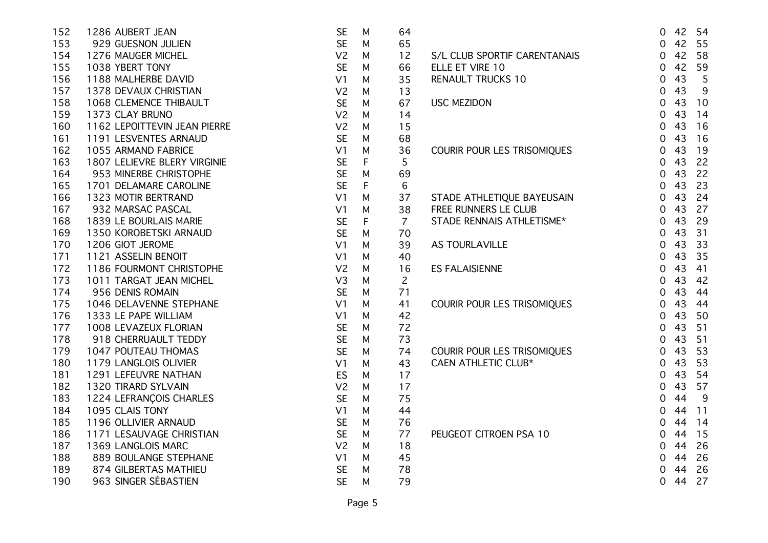| | | | | | | | | | |
|---|---|---|---|---|---|---|---|---|---|
| 152 | 1286 | AUBERT JEAN | SE | M | 64 | | 0 | 42 | 54 |
| 153 | 929 | GUESNON JULIEN | SE | M | 65 | | 0 | 42 | 55 |
| 154 | 1276 | MAUGER MICHEL | V2 | M | 12 | S/L CLUB SPORTIF CARENTANAIS | 0 | 42 | 58 |
| 155 | 1038 | YBERT TONY | SE | M | 66 | ELLE ET VIRE 10 | 0 | 42 | 59 |
| 156 | 1188 | MALHERBE DAVID | V1 | M | 35 | RENAULT TRUCKS 10 | 0 | 43 | 5 |
| 157 | 1378 | DEVAUX CHRISTIAN | V2 | M | 13 | | 0 | 43 | 9 |
| 158 | 1068 | CLEMENCE THIBAULT | SE | M | 67 | USC MEZIDON | 0 | 43 | 10 |
| 159 | 1373 | CLAY BRUNO | V2 | M | 14 | | 0 | 43 | 14 |
| 160 | 1162 | LEPOITTEVIN JEAN PIERRE | V2 | M | 15 | | 0 | 43 | 16 |
| 161 | 1191 | LESVENTES ARNAUD | SE | M | 68 | | 0 | 43 | 16 |
| 162 | 1055 | ARMAND FABRICE | V1 | M | 36 | COURIR POUR LES TRISOMIQUES | 0 | 43 | 19 |
| 163 | 1807 | LELIEVRE BLERY VIRGINIE | SE | F | 5 | | 0 | 43 | 22 |
| 164 | 953 | MINERBE CHRISTOPHE | SE | M | 69 | | 0 | 43 | 22 |
| 165 | 1701 | DELAMARE CAROLINE | SE | F | 6 | | 0 | 43 | 23 |
| 166 | 1323 | MOTIR BERTRAND | V1 | M | 37 | STADE ATHLETIQUE BAYEUSAIN | 0 | 43 | 24 |
| 167 | 932 | MARSAC PASCAL | V1 | M | 38 | FREE RUNNERS LE CLUB | 0 | 43 | 27 |
| 168 | 1839 | LE BOURLAIS MARIE | SE | F | 7 | STADE RENNAIS ATHLETISME* | 0 | 43 | 29 |
| 169 | 1350 | KOROBETSKI ARNAUD | SE | M | 70 | | 0 | 43 | 31 |
| 170 | 1206 | GIOT JEROME | V1 | M | 39 | AS TOURLAVILLE | 0 | 43 | 33 |
| 171 | 1121 | ASSELIN BENOIT | V1 | M | 40 | | 0 | 43 | 35 |
| 172 | 1186 | FOURMONT CHRISTOPHE | V2 | M | 16 | ES FALAISIENNE | 0 | 43 | 41 |
| 173 | 1011 | TARGAT JEAN MICHEL | V3 | M | 2 | | 0 | 43 | 42 |
| 174 | 956 | DENIS ROMAIN | SE | M | 71 | | 0 | 43 | 44 |
| 175 | 1046 | DELAVENNE STEPHANE | V1 | M | 41 | COURIR POUR LES TRISOMIQUES | 0 | 43 | 44 |
| 176 | 1333 | LE PAPE WILLIAM | V1 | M | 42 | | 0 | 43 | 50 |
| 177 | 1008 | LEVAZEUX FLORIAN | SE | M | 72 | | 0 | 43 | 51 |
| 178 | 918 | CHERRUAULT TEDDY | SE | M | 73 | | 0 | 43 | 51 |
| 179 | 1047 | POUTEAU THOMAS | SE | M | 74 | COURIR POUR LES TRISOMIQUES | 0 | 43 | 53 |
| 180 | 1179 | LANGLOIS OLIVIER | V1 | M | 43 | CAEN ATHLETIC CLUB* | 0 | 43 | 53 |
| 181 | 1291 | LEFEUVRE NATHAN | ES | M | 17 | | 0 | 43 | 54 |
| 182 | 1320 | TIRARD SYLVAIN | V2 | M | 17 | | 0 | 43 | 57 |
| 183 | 1224 | LEFRANÇOIS CHARLES | SE | M | 75 | | 0 | 44 | 9 |
| 184 | 1095 | CLAIS TONY | V1 | M | 44 | | 0 | 44 | 11 |
| 185 | 1196 | OLLIVIER ARNAUD | SE | M | 76 | | 0 | 44 | 14 |
| 186 | 1171 | LESAUVAGE CHRISTIAN | SE | M | 77 | PEUGEOT CITROEN PSA 10 | 0 | 44 | 15 |
| 187 | 1369 | LANGLOIS MARC | V2 | M | 18 | | 0 | 44 | 26 |
| 188 | 889 | BOULANGE STEPHANE | V1 | M | 45 | | 0 | 44 | 26 |
| 189 | 874 | GILBERTAS MATHIEU | SE | M | 78 | | 0 | 44 | 26 |
| 190 | 963 | SINGER SÉBASTIEN | SE | M | 79 | | 0 | 44 | 27 |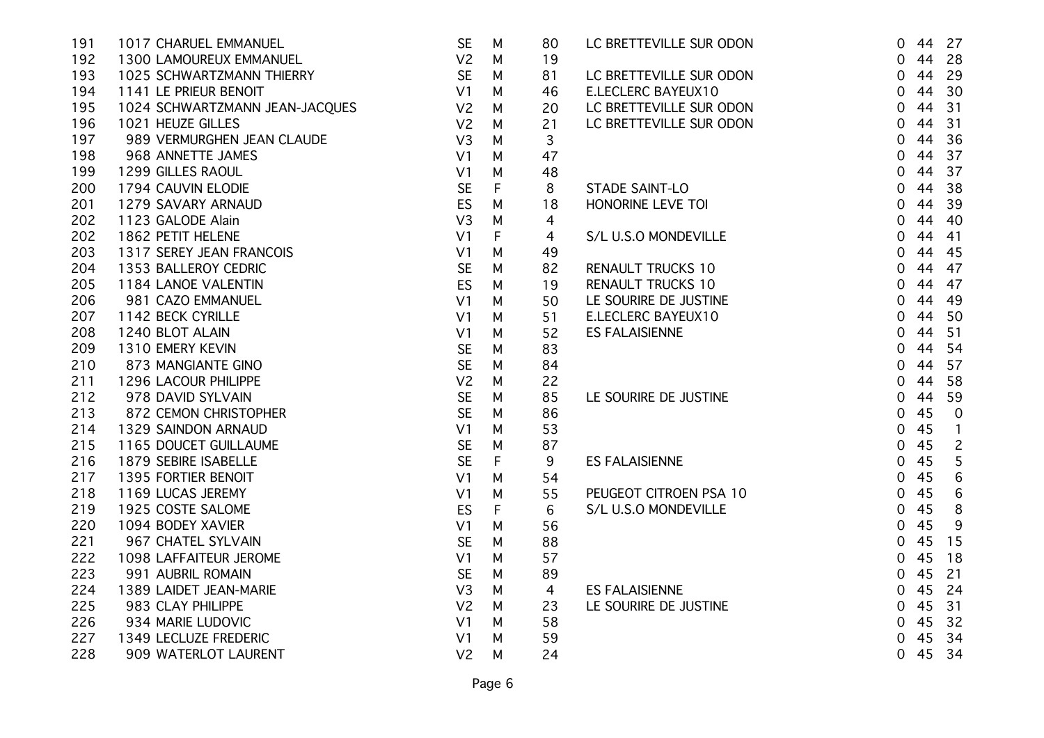| | | | | | | | | |
|---|---|---|---|---|---|---|---|---|
| 191 | 1017 CHARUEL EMMANUEL | SE | M | 80 | LC BRETTEVILLE SUR ODON | 0 | 44 | 27 |
| 192 | 1300 LAMOUREUX EMMANUEL | V2 | M | 19 | | 0 | 44 | 28 |
| 193 | 1025 SCHWARTZMANN THIERRY | SE | M | 81 | LC BRETTEVILLE SUR ODON | 0 | 44 | 29 |
| 194 | 1141 LE PRIEUR BENOIT | V1 | M | 46 | E.LECLERC BAYEUX10 | 0 | 44 | 30 |
| 195 | 1024 SCHWARTZMANN JEAN-JACQUES | V2 | M | 20 | LC BRETTEVILLE SUR ODON | 0 | 44 | 31 |
| 196 | 1021 HEUZE GILLES | V2 | M | 21 | LC BRETTEVILLE SUR ODON | 0 | 44 | 31 |
| 197 | 989 VERMURGHEN JEAN CLAUDE | V3 | M | 3 | | 0 | 44 | 36 |
| 198 | 968 ANNETTE JAMES | V1 | M | 47 | | 0 | 44 | 37 |
| 199 | 1299 GILLES RAOUL | V1 | M | 48 | | 0 | 44 | 37 |
| 200 | 1794 CAUVIN ELODIE | SE | F | 8 | STADE SAINT-LO | 0 | 44 | 38 |
| 201 | 1279 SAVARY ARNAUD | ES | M | 18 | HONORINE LEVE TOI | 0 | 44 | 39 |
| 202 | 1123 GALODE Alain | V3 | M | 4 | | 0 | 44 | 40 |
| 202 | 1862 PETIT HELENE | V1 | F | 4 | S/L U.S.O MONDEVILLE | 0 | 44 | 41 |
| 203 | 1317 SEREY JEAN FRANCOIS | V1 | M | 49 | | 0 | 44 | 45 |
| 204 | 1353 BALLEROY CEDRIC | SE | M | 82 | RENAULT TRUCKS 10 | 0 | 44 | 47 |
| 205 | 1184 LANOE VALENTIN | ES | M | 19 | RENAULT TRUCKS 10 | 0 | 44 | 47 |
| 206 | 981 CAZO EMMANUEL | V1 | M | 50 | LE SOURIRE DE JUSTINE | 0 | 44 | 49 |
| 207 | 1142 BECK CYRILLE | V1 | M | 51 | E.LECLERC BAYEUX10 | 0 | 44 | 50 |
| 208 | 1240 BLOT ALAIN | V1 | M | 52 | ES FALAISIENNE | 0 | 44 | 51 |
| 209 | 1310 EMERY KEVIN | SE | M | 83 | | 0 | 44 | 54 |
| 210 | 873 MANGIANTE GINO | SE | M | 84 | | 0 | 44 | 57 |
| 211 | 1296 LACOUR PHILIPPE | V2 | M | 22 | | 0 | 44 | 58 |
| 212 | 978 DAVID SYLVAIN | SE | M | 85 | LE SOURIRE DE JUSTINE | 0 | 44 | 59 |
| 213 | 872 CEMON CHRISTOPHER | SE | M | 86 | | 0 | 45 | 0 |
| 214 | 1329 SAINDON ARNAUD | V1 | M | 53 | | 0 | 45 | 1 |
| 215 | 1165 DOUCET GUILLAUME | SE | M | 87 | | 0 | 45 | 2 |
| 216 | 1879 SEBIRE ISABELLE | SE | F | 9 | ES FALAISIENNE | 0 | 45 | 5 |
| 217 | 1395 FORTIER BENOIT | V1 | M | 54 | | 0 | 45 | 6 |
| 218 | 1169 LUCAS JEREMY | V1 | M | 55 | PEUGEOT CITROEN PSA 10 | 0 | 45 | 6 |
| 219 | 1925 COSTE SALOME | ES | F | 6 | S/L U.S.O MONDEVILLE | 0 | 45 | 8 |
| 220 | 1094 BODEY XAVIER | V1 | M | 56 | | 0 | 45 | 9 |
| 221 | 967 CHATEL SYLVAIN | SE | M | 88 | | 0 | 45 | 15 |
| 222 | 1098 LAFFAITEUR JEROME | V1 | M | 57 | | 0 | 45 | 18 |
| 223 | 991 AUBRIL ROMAIN | SE | M | 89 | | 0 | 45 | 21 |
| 224 | 1389 LAIDET JEAN-MARIE | V3 | M | 4 | ES FALAISIENNE | 0 | 45 | 24 |
| 225 | 983 CLAY PHILIPPE | V2 | M | 23 | LE SOURIRE DE JUSTINE | 0 | 45 | 31 |
| 226 | 934 MARIE LUDOVIC | V1 | M | 58 | | 0 | 45 | 32 |
| 227 | 1349 LECLUZE FREDERIC | V1 | M | 59 | | 0 | 45 | 34 |
| 228 | 909 WATERLOT LAURENT | V2 | M | 24 | | 0 | 45 | 34 |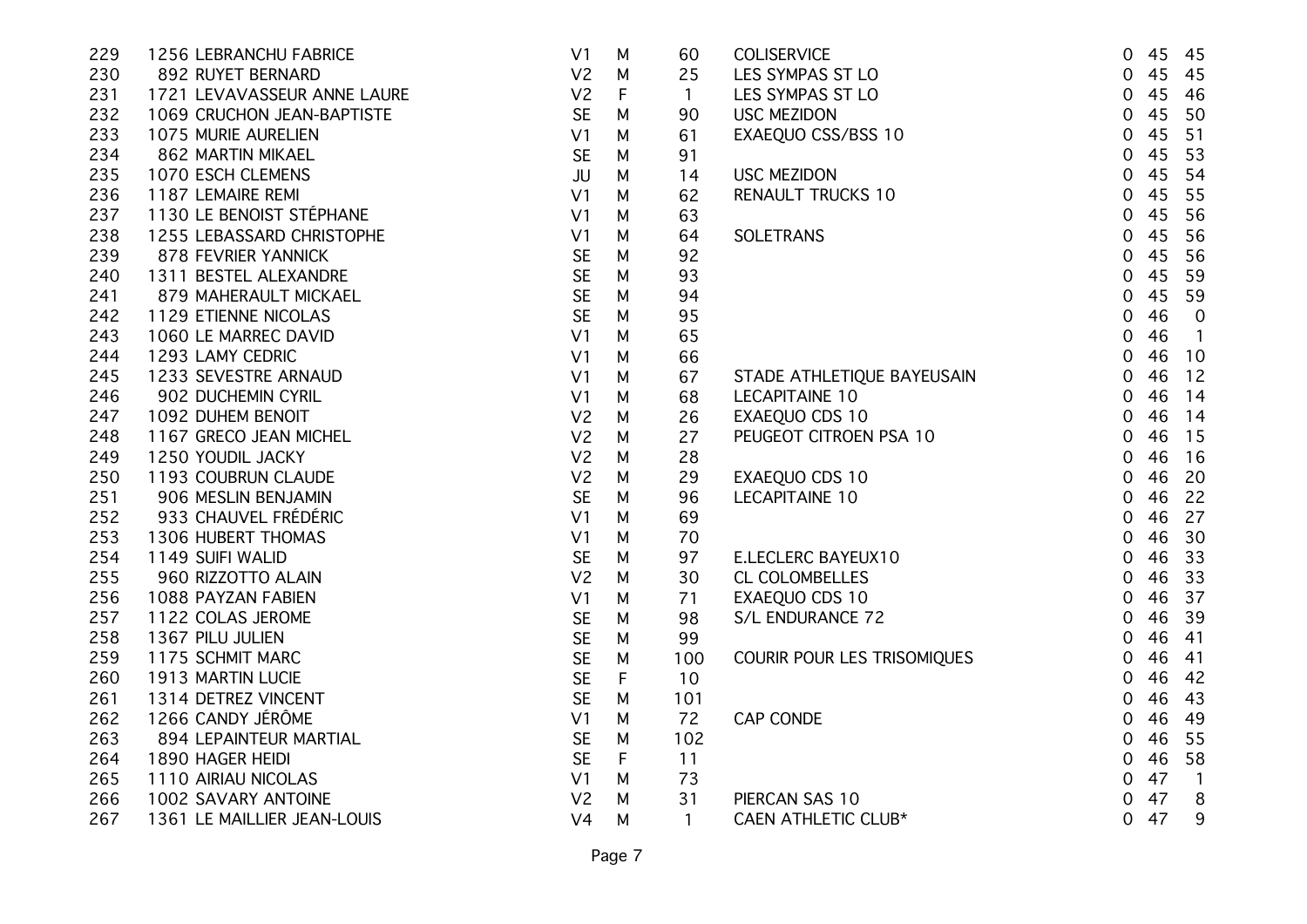| | | | | | | | | |
|---|---|---|---|---|---|---|---|---|
| 229 | 1256 LEBRANCHU FABRICE | V1 | M | 60 | COLISERVICE | 0 | 45 | 45 |
| 230 | 892 RUYET BERNARD | V2 | M | 25 | LES SYMPAS ST LO | 0 | 45 | 45 |
| 231 | 1721 LEVAVASSEUR ANNE LAURE | V2 | F | 1 | LES SYMPAS ST LO | 0 | 45 | 46 |
| 232 | 1069 CRUCHON JEAN-BAPTISTE | SE | M | 90 | USC MEZIDON | 0 | 45 | 50 |
| 233 | 1075 MURIE AURELIEN | V1 | M | 61 | EXAEQUO CSS/BSS 10 | 0 | 45 | 51 |
| 234 | 862 MARTIN MIKAEL | SE | M | 91 | | 0 | 45 | 53 |
| 235 | 1070 ESCH CLEMENS | JU | M | 14 | USC MEZIDON | 0 | 45 | 54 |
| 236 | 1187 LEMAIRE REMI | V1 | M | 62 | RENAULT TRUCKS 10 | 0 | 45 | 55 |
| 237 | 1130 LE BENOIST STÉPHANE | V1 | M | 63 | | 0 | 45 | 56 |
| 238 | 1255 LEBASSARD CHRISTOPHE | V1 | M | 64 | SOLETRANS | 0 | 45 | 56 |
| 239 | 878 FEVRIER YANNICK | SE | M | 92 | | 0 | 45 | 56 |
| 240 | 1311 BESTEL ALEXANDRE | SE | M | 93 | | 0 | 45 | 59 |
| 241 | 879 MAHERAULT MICKAEL | SE | M | 94 | | 0 | 45 | 59 |
| 242 | 1129 ETIENNE NICOLAS | SE | M | 95 | | 0 | 46 | 0 |
| 243 | 1060 LE MARREC DAVID | V1 | M | 65 | | 0 | 46 | 1 |
| 244 | 1293 LAMY CEDRIC | V1 | M | 66 | | 0 | 46 | 10 |
| 245 | 1233 SEVESTRE ARNAUD | V1 | M | 67 | STADE ATHLETIQUE BAYEUSAIN | 0 | 46 | 12 |
| 246 | 902 DUCHEMIN CYRIL | V1 | M | 68 | LECAPITAINE 10 | 0 | 46 | 14 |
| 247 | 1092 DUHEM BENOIT | V2 | M | 26 | EXAEQUO CDS 10 | 0 | 46 | 14 |
| 248 | 1167 GRECO JEAN MICHEL | V2 | M | 27 | PEUGEOT CITROEN PSA 10 | 0 | 46 | 15 |
| 249 | 1250 YOUDIL JACKY | V2 | M | 28 | | 0 | 46 | 16 |
| 250 | 1193 COUBRUN CLAUDE | V2 | M | 29 | EXAEQUO CDS 10 | 0 | 46 | 20 |
| 251 | 906 MESLIN BENJAMIN | SE | M | 96 | LECAPITAINE 10 | 0 | 46 | 22 |
| 252 | 933 CHAUVEL FRÉDÉRIC | V1 | M | 69 | | 0 | 46 | 27 |
| 253 | 1306 HUBERT THOMAS | V1 | M | 70 | | 0 | 46 | 30 |
| 254 | 1149 SUIFI WALID | SE | M | 97 | E.LECLERC BAYEUX10 | 0 | 46 | 33 |
| 255 | 960 RIZZOTTO ALAIN | V2 | M | 30 | CL COLOMBELLES | 0 | 46 | 33 |
| 256 | 1088 PAYZAN FABIEN | V1 | M | 71 | EXAEQUO CDS 10 | 0 | 46 | 37 |
| 257 | 1122 COLAS JEROME | SE | M | 98 | S/L ENDURANCE 72 | 0 | 46 | 39 |
| 258 | 1367 PILU JULIEN | SE | M | 99 | | 0 | 46 | 41 |
| 259 | 1175 SCHMIT MARC | SE | M | 100 | COURIR POUR LES TRISOMIQUES | 0 | 46 | 41 |
| 260 | 1913 MARTIN LUCIE | SE | F | 10 | | 0 | 46 | 42 |
| 261 | 1314 DETREZ VINCENT | SE | M | 101 | | 0 | 46 | 43 |
| 262 | 1266 CANDY JÉRÔME | V1 | M | 72 | CAP CONDE | 0 | 46 | 49 |
| 263 | 894 LEPAINTEUR MARTIAL | SE | M | 102 | | 0 | 46 | 55 |
| 264 | 1890 HAGER HEIDI | SE | F | 11 | | 0 | 46 | 58 |
| 265 | 1110 AIRIAU NICOLAS | V1 | M | 73 | | 0 | 47 | 1 |
| 266 | 1002 SAVARY ANTOINE | V2 | M | 31 | PIERCAN SAS 10 | 0 | 47 | 8 |
| 267 | 1361 LE MAILLIER JEAN-LOUIS | V4 | M | 1 | CAEN ATHLETIC CLUB* | 0 | 47 | 9 |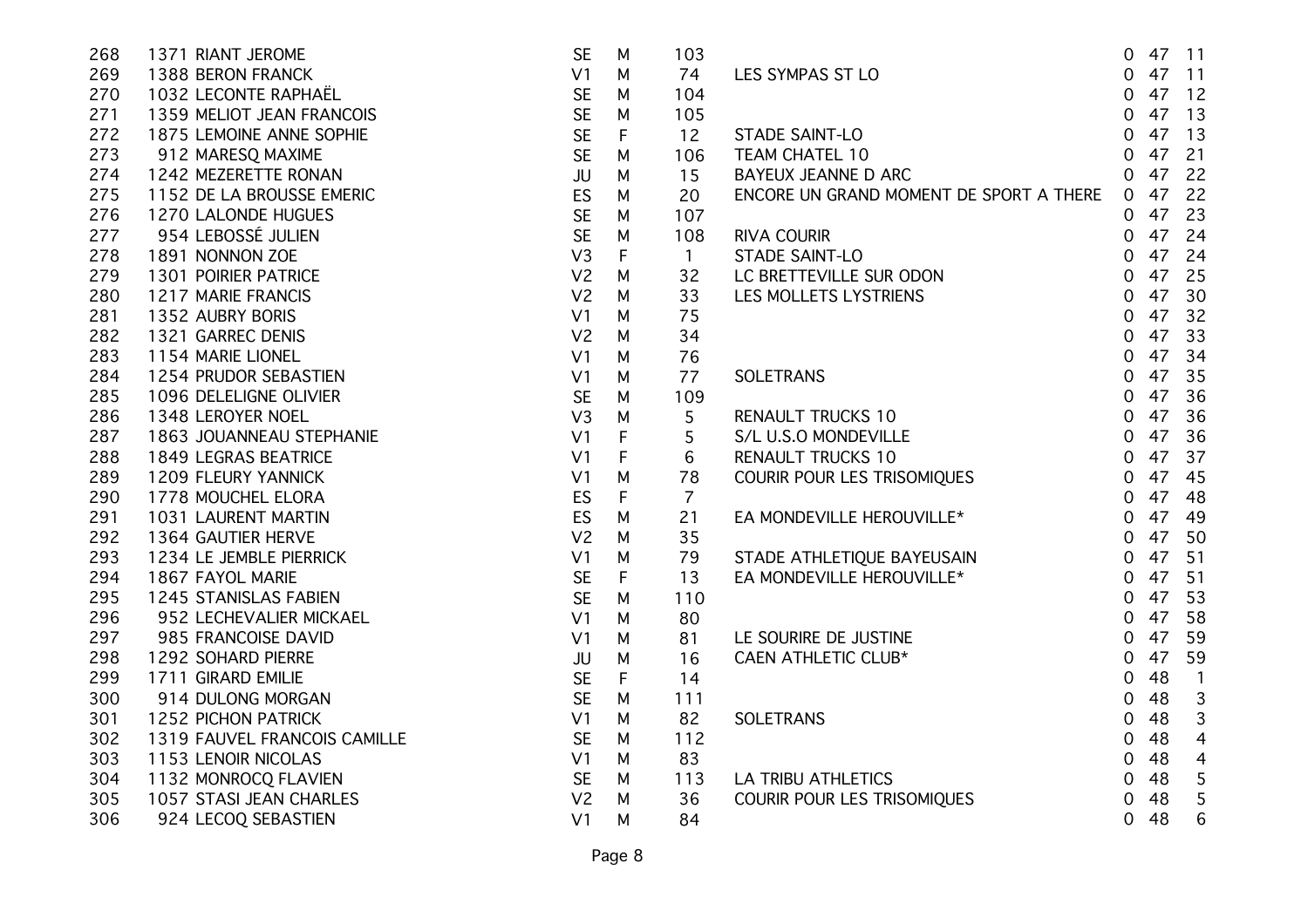| | | | | | | | | | |
|---|---|---|---|---|---|---|---|---|---|
| 268 | 1371 | RIANT JEROME | SE | M | 103 | | 0 | 47 | 11 |
| 269 | 1388 | BERON FRANCK | V1 | M | 74 | LES SYMPAS ST LO | 0 | 47 | 11 |
| 270 | 1032 | LECONTE RAPHAËL | SE | M | 104 | | 0 | 47 | 12 |
| 271 | 1359 | MELIOT JEAN FRANCOIS | SE | M | 105 | | 0 | 47 | 13 |
| 272 | 1875 | LEMOINE ANNE SOPHIE | SE | F | 12 | STADE SAINT-LO | 0 | 47 | 13 |
| 273 | 912 | MARESQ MAXIME | SE | M | 106 | TEAM CHATEL 10 | 0 | 47 | 21 |
| 274 | 1242 | MEZERETTE RONAN | JU | M | 15 | BAYEUX JEANNE D ARC | 0 | 47 | 22 |
| 275 | 1152 | DE LA BROUSSE EMERIC | ES | M | 20 | ENCORE UN GRAND MOMENT DE SPORT A THERE | 0 | 47 | 22 |
| 276 | 1270 | LALONDE HUGUES | SE | M | 107 | | 0 | 47 | 23 |
| 277 | 954 | LEBOSSÉ JULIEN | SE | M | 108 | RIVA COURIR | 0 | 47 | 24 |
| 278 | 1891 | NONNON ZOE | V3 | F | 1 | STADE SAINT-LO | 0 | 47 | 24 |
| 279 | 1301 | POIRIER PATRICE | V2 | M | 32 | LC BRETTEVILLE SUR ODON | 0 | 47 | 25 |
| 280 | 1217 | MARIE FRANCIS | V2 | M | 33 | LES MOLLETS LYSTRIENS | 0 | 47 | 30 |
| 281 | 1352 | AUBRY BORIS | V1 | M | 75 | | 0 | 47 | 32 |
| 282 | 1321 | GARREC DENIS | V2 | M | 34 | | 0 | 47 | 33 |
| 283 | 1154 | MARIE LIONEL | V1 | M | 76 | | 0 | 47 | 34 |
| 284 | 1254 | PRUDOR SEBASTIEN | V1 | M | 77 | SOLETRANS | 0 | 47 | 35 |
| 285 | 1096 | DELELIGNE OLIVIER | SE | M | 109 | | 0 | 47 | 36 |
| 286 | 1348 | LEROYER NOEL | V3 | M | 5 | RENAULT TRUCKS 10 | 0 | 47 | 36 |
| 287 | 1863 | JOUANNEAU STEPHANIE | V1 | F | 5 | S/L U.S.O MONDEVILLE | 0 | 47 | 36 |
| 288 | 1849 | LEGRAS BEATRICE | V1 | F | 6 | RENAULT TRUCKS 10 | 0 | 47 | 37 |
| 289 | 1209 | FLEURY YANNICK | V1 | M | 78 | COURIR POUR LES TRISOMIQUES | 0 | 47 | 45 |
| 290 | 1778 | MOUCHEL ELORA | ES | F | 7 | | 0 | 47 | 48 |
| 291 | 1031 | LAURENT MARTIN | ES | M | 21 | EA MONDEVILLE HEROUVILLE* | 0 | 47 | 49 |
| 292 | 1364 | GAUTIER HERVE | V2 | M | 35 | | 0 | 47 | 50 |
| 293 | 1234 | LE JEMBLE PIERRICK | V1 | M | 79 | STADE ATHLETIQUE BAYEUSAIN | 0 | 47 | 51 |
| 294 | 1867 | FAYOL MARIE | SE | F | 13 | EA MONDEVILLE HEROUVILLE* | 0 | 47 | 51 |
| 295 | 1245 | STANISLAS FABIEN | SE | M | 110 | | 0 | 47 | 53 |
| 296 | 952 | LECHEVALIER MICKAEL | V1 | M | 80 | | 0 | 47 | 58 |
| 297 | 985 | FRANCOISE DAVID | V1 | M | 81 | LE SOURIRE DE JUSTINE | 0 | 47 | 59 |
| 298 | 1292 | SOHARD PIERRE | JU | M | 16 | CAEN ATHLETIC CLUB* | 0 | 47 | 59 |
| 299 | 1711 | GIRARD EMILIE | SE | F | 14 | | 0 | 48 | 1 |
| 300 | 914 | DULONG MORGAN | SE | M | 111 | | 0 | 48 | 3 |
| 301 | 1252 | PICHON PATRICK | V1 | M | 82 | SOLETRANS | 0 | 48 | 3 |
| 302 | 1319 | FAUVEL FRANCOIS CAMILLE | SE | M | 112 | | 0 | 48 | 4 |
| 303 | 1153 | LENOIR NICOLAS | V1 | M | 83 | | 0 | 48 | 4 |
| 304 | 1132 | MONROCQ FLAVIEN | SE | M | 113 | LA TRIBU ATHLETICS | 0 | 48 | 5 |
| 305 | 1057 | STASI JEAN CHARLES | V2 | M | 36 | COURIR POUR LES TRISOMIQUES | 0 | 48 | 5 |
| 306 | 924 | LECOQ SEBASTIEN | V1 | M | 84 | | 0 | 48 | 6 |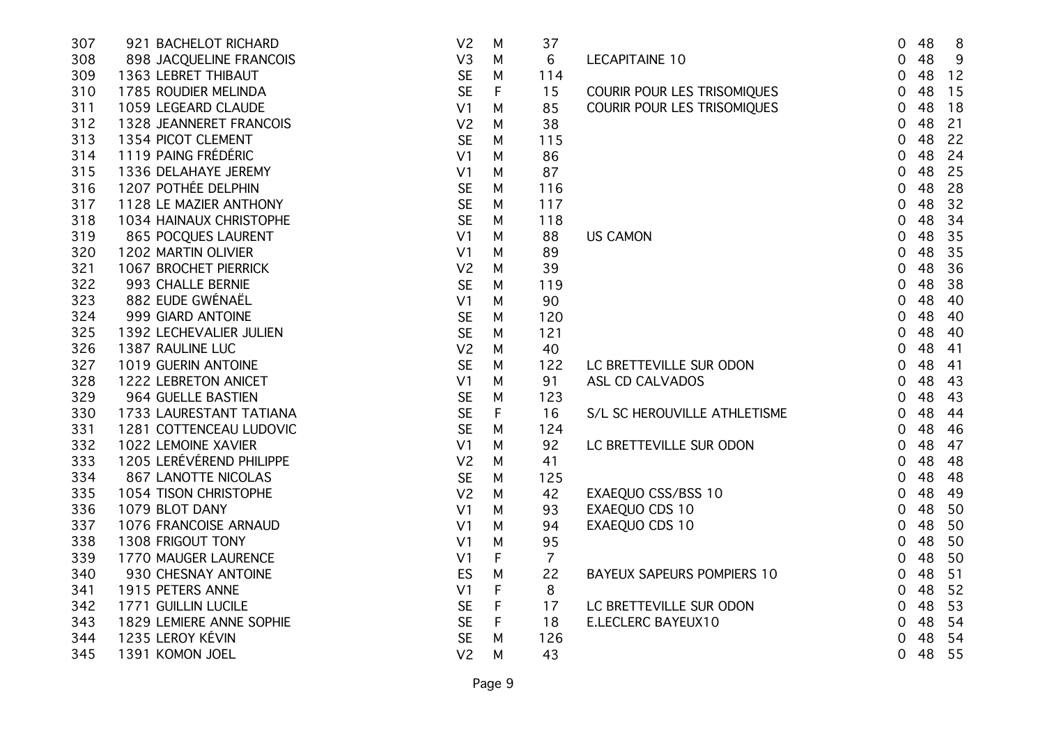| | | | | | | | | |
|---|---|---|---|---|---|---|---|---|
| 307 | 921 BACHELOT RICHARD | V2 | M | 37 | | 0 | 48 | 8 |
| 308 | 898 JACQUELINE FRANCOIS | V3 | M | 6 | LECAPITAINE 10 | 0 | 48 | 9 |
| 309 | 1363 LEBRET THIBAUT | SE | M | 114 | | 0 | 48 | 12 |
| 310 | 1785 ROUDIER MELINDA | SE | F | 15 | COURIR POUR LES TRISOMIQUES | 0 | 48 | 15 |
| 311 | 1059 LEGEARD CLAUDE | V1 | M | 85 | COURIR POUR LES TRISOMIQUES | 0 | 48 | 18 |
| 312 | 1328 JEANNERET FRANCOIS | V2 | M | 38 | | 0 | 48 | 21 |
| 313 | 1354 PICOT CLEMENT | SE | M | 115 | | 0 | 48 | 22 |
| 314 | 1119 PAING FRÉDÉRIC | V1 | M | 86 | | 0 | 48 | 24 |
| 315 | 1336 DELAHAYE JEREMY | V1 | M | 87 | | 0 | 48 | 25 |
| 316 | 1207 POTHÉE DELPHIN | SE | M | 116 | | 0 | 48 | 28 |
| 317 | 1128 LE MAZIER ANTHONY | SE | M | 117 | | 0 | 48 | 32 |
| 318 | 1034 HAINAUX CHRISTOPHE | SE | M | 118 | | 0 | 48 | 34 |
| 319 | 865 POCQUES LAURENT | V1 | M | 88 | US CAMON | 0 | 48 | 35 |
| 320 | 1202 MARTIN OLIVIER | V1 | M | 89 | | 0 | 48 | 35 |
| 321 | 1067 BROCHET PIERRICK | V2 | M | 39 | | 0 | 48 | 36 |
| 322 | 993 CHALLE BERNIE | SE | M | 119 | | 0 | 48 | 38 |
| 323 | 882 EUDE GWÉNAËL | V1 | M | 90 | | 0 | 48 | 40 |
| 324 | 999 GIARD ANTOINE | SE | M | 120 | | 0 | 48 | 40 |
| 325 | 1392 LECHEVALIER JULIEN | SE | M | 121 | | 0 | 48 | 40 |
| 326 | 1387 RAULINE LUC | V2 | M | 40 | | 0 | 48 | 41 |
| 327 | 1019 GUERIN ANTOINE | SE | M | 122 | LC BRETTEVILLE SUR ODON | 0 | 48 | 41 |
| 328 | 1222 LEBRETON ANICET | V1 | M | 91 | ASL CD CALVADOS | 0 | 48 | 43 |
| 329 | 964 GUELLE BASTIEN | SE | M | 123 | | 0 | 48 | 43 |
| 330 | 1733 LAURESTANT TATIANA | SE | F | 16 | S/L SC HEROUVILLE ATHLETISME | 0 | 48 | 44 |
| 331 | 1281 COTTENCEAU LUDOVIC | SE | M | 124 | | 0 | 48 | 46 |
| 332 | 1022 LEMOINE XAVIER | V1 | M | 92 | LC BRETTEVILLE SUR ODON | 0 | 48 | 47 |
| 333 | 1205 LERÉVÉREND PHILIPPE | V2 | M | 41 | | 0 | 48 | 48 |
| 334 | 867 LANOTTE NICOLAS | SE | M | 125 | | 0 | 48 | 48 |
| 335 | 1054 TISON CHRISTOPHE | V2 | M | 42 | EXAEQUO CSS/BSS 10 | 0 | 48 | 49 |
| 336 | 1079 BLOT DANY | V1 | M | 93 | EXAEQUO CDS 10 | 0 | 48 | 50 |
| 337 | 1076 FRANCOISE ARNAUD | V1 | M | 94 | EXAEQUO CDS 10 | 0 | 48 | 50 |
| 338 | 1308 FRIGOUT TONY | V1 | M | 95 | | 0 | 48 | 50 |
| 339 | 1770 MAUGER LAURENCE | V1 | F | 7 | | 0 | 48 | 50 |
| 340 | 930 CHESNAY ANTOINE | ES | M | 22 | BAYEUX SAPEURS POMPIERS 10 | 0 | 48 | 51 |
| 341 | 1915 PETERS ANNE | V1 | F | 8 | | 0 | 48 | 52 |
| 342 | 1771 GUILLIN LUCILE | SE | F | 17 | LC BRETTEVILLE SUR ODON | 0 | 48 | 53 |
| 343 | 1829 LEMIERE ANNE SOPHIE | SE | F | 18 | E.LECLERC BAYEUX10 | 0 | 48 | 54 |
| 344 | 1235 LEROY KÉVIN | SE | M | 126 | | 0 | 48 | 54 |
| 345 | 1391 KOMON JOEL | V2 | M | 43 | | 0 | 48 | 55 |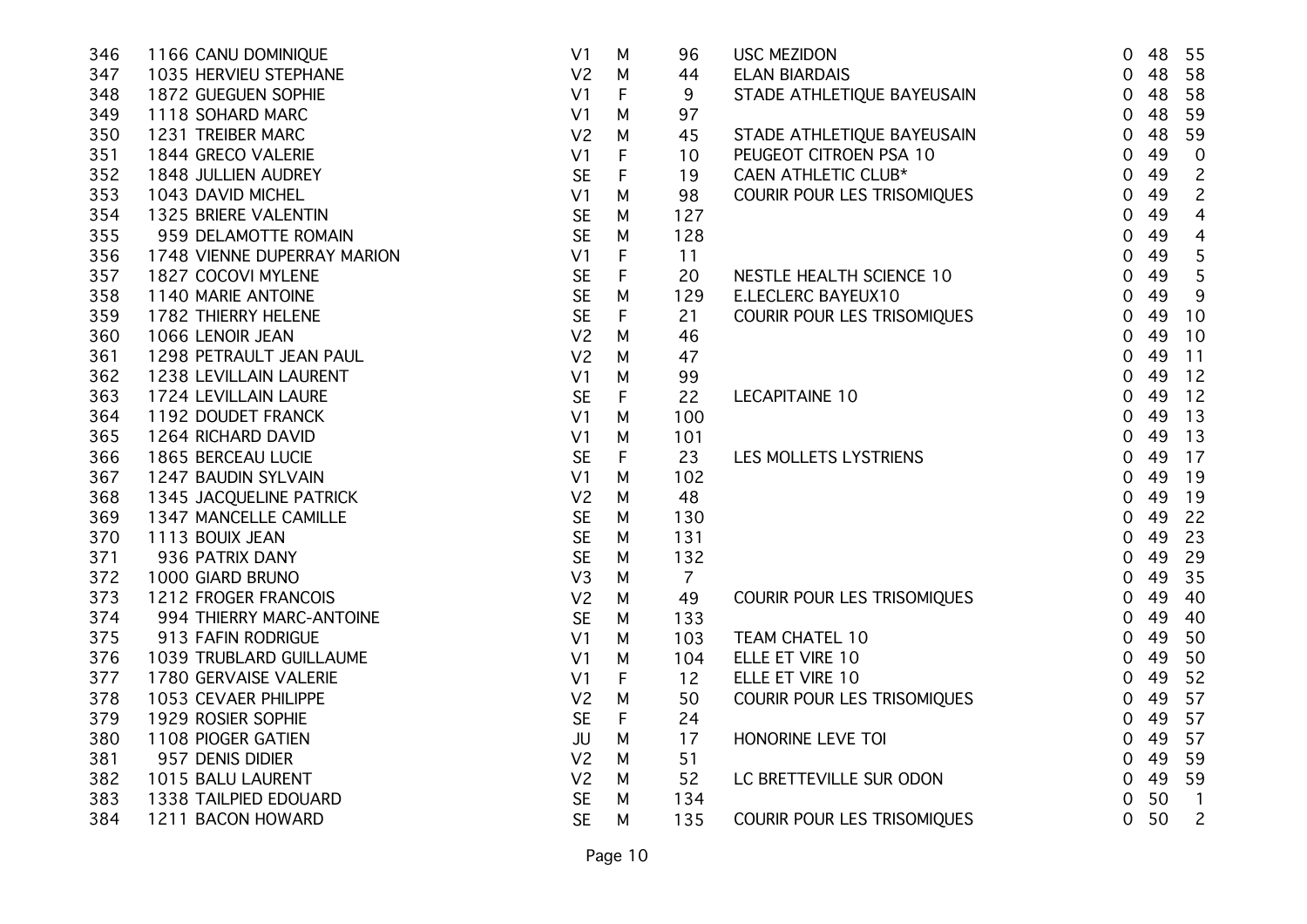| | | | | | | | | |
|---|---|---|---|---|---|---|---|---|
| 346 | 1166 CANU DOMINIQUE | V1 | M | 96 | USC MEZIDON | 0 | 48 | 55 |
| 347 | 1035 HERVIEU STEPHANE | V2 | M | 44 | ELAN BIARDAIS | 0 | 48 | 58 |
| 348 | 1872 GUEGUEN SOPHIE | V1 | F | 9 | STADE ATHLETIQUE BAYEUSAIN | 0 | 48 | 58 |
| 349 | 1118 SOHARD MARC | V1 | M | 97 | | 0 | 48 | 59 |
| 350 | 1231 TREIBER MARC | V2 | M | 45 | STADE ATHLETIQUE BAYEUSAIN | 0 | 48 | 59 |
| 351 | 1844 GRECO VALERIE | V1 | F | 10 | PEUGEOT CITROEN PSA 10 | 0 | 49 | 0 |
| 352 | 1848 JULLIEN AUDREY | SE | F | 19 | CAEN ATHLETIC CLUB* | 0 | 49 | 2 |
| 353 | 1043 DAVID MICHEL | V1 | M | 98 | COURIR POUR LES TRISOMIQUES | 0 | 49 | 2 |
| 354 | 1325 BRIERE VALENTIN | SE | M | 127 | | 0 | 49 | 4 |
| 355 | 959 DELAMOTTE ROMAIN | SE | M | 128 | | 0 | 49 | 4 |
| 356 | 1748 VIENNE DUPERRAY MARION | V1 | F | 11 | | 0 | 49 | 5 |
| 357 | 1827 COCOVI MYLENE | SE | F | 20 | NESTLE HEALTH SCIENCE 10 | 0 | 49 | 5 |
| 358 | 1140 MARIE ANTOINE | SE | M | 129 | E.LECLERC BAYEUX10 | 0 | 49 | 9 |
| 359 | 1782 THIERRY HELENE | SE | F | 21 | COURIR POUR LES TRISOMIQUES | 0 | 49 | 10 |
| 360 | 1066 LENOIR JEAN | V2 | M | 46 | | 0 | 49 | 10 |
| 361 | 1298 PETRAULT JEAN PAUL | V2 | M | 47 | | 0 | 49 | 11 |
| 362 | 1238 LEVILLAIN LAURENT | V1 | M | 99 | | 0 | 49 | 12 |
| 363 | 1724 LEVILLAIN LAURE | SE | F | 22 | LECAPITAINE 10 | 0 | 49 | 12 |
| 364 | 1192 DOUDET FRANCK | V1 | M | 100 | | 0 | 49 | 13 |
| 365 | 1264 RICHARD DAVID | V1 | M | 101 | | 0 | 49 | 13 |
| 366 | 1865 BERCEAU LUCIE | SE | F | 23 | LES MOLLETS LYSTRIENS | 0 | 49 | 17 |
| 367 | 1247 BAUDIN SYLVAIN | V1 | M | 102 | | 0 | 49 | 19 |
| 368 | 1345 JACQUELINE PATRICK | V2 | M | 48 | | 0 | 49 | 19 |
| 369 | 1347 MANCELLE CAMILLE | SE | M | 130 | | 0 | 49 | 22 |
| 370 | 1113 BOUIX JEAN | SE | M | 131 | | 0 | 49 | 23 |
| 371 | 936 PATRIX DANY | SE | M | 132 | | 0 | 49 | 29 |
| 372 | 1000 GIARD BRUNO | V3 | M | 7 | | 0 | 49 | 35 |
| 373 | 1212 FROGER FRANCOIS | V2 | M | 49 | COURIR POUR LES TRISOMIQUES | 0 | 49 | 40 |
| 374 | 994 THIERRY MARC-ANTOINE | SE | M | 133 | | 0 | 49 | 40 |
| 375 | 913 FAFIN RODRIGUE | V1 | M | 103 | TEAM CHATEL 10 | 0 | 49 | 50 |
| 376 | 1039 TRUBLARD GUILLAUME | V1 | M | 104 | ELLE ET VIRE 10 | 0 | 49 | 50 |
| 377 | 1780 GERVAISE VALERIE | V1 | F | 12 | ELLE ET VIRE 10 | 0 | 49 | 52 |
| 378 | 1053 CEVAER PHILIPPE | V2 | M | 50 | COURIR POUR LES TRISOMIQUES | 0 | 49 | 57 |
| 379 | 1929 ROSIER SOPHIE | SE | F | 24 | | 0 | 49 | 57 |
| 380 | 1108 PIOGER GATIEN | JU | M | 17 | HONORINE LEVE TOI | 0 | 49 | 57 |
| 381 | 957 DENIS DIDIER | V2 | M | 51 | | 0 | 49 | 59 |
| 382 | 1015 BALU LAURENT | V2 | M | 52 | LC BRETTEVILLE SUR ODON | 0 | 49 | 59 |
| 383 | 1338 TAILPIED EDOUARD | SE | M | 134 | | 0 | 50 | 1 |
| 384 | 1211 BACON HOWARD | SE | M | 135 | COURIR POUR LES TRISOMIQUES | 0 | 50 | 2 |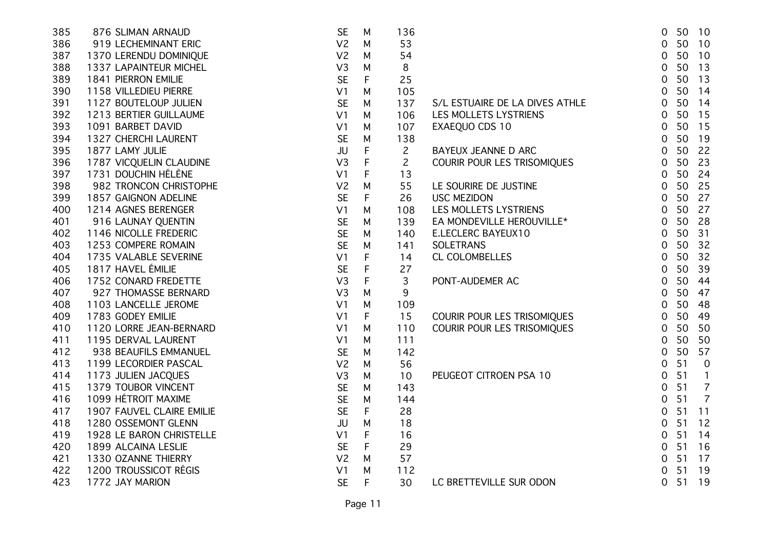| | | | | | | | | |
|---|---|---|---|---|---|---|---|---|
| 385 | 876 SLIMAN ARNAUD | SE | M | 136 | | 0 | 50 | 10 |
| 386 | 919 LECHEMINANT ERIC | V2 | M | 53 | | 0 | 50 | 10 |
| 387 | 1370 LERENDU DOMINIQUE | V2 | M | 54 | | 0 | 50 | 10 |
| 388 | 1337 LAPAINTEUR MICHEL | V3 | M | 8 | | 0 | 50 | 13 |
| 389 | 1841 PIERRON EMILIE | SE | F | 25 | | 0 | 50 | 13 |
| 390 | 1158 VILLEDIEU PIERRE | V1 | M | 105 | | 0 | 50 | 14 |
| 391 | 1127 BOUTELOUP JULIEN | SE | M | 137 | S/L ESTUAIRE DE LA DIVES ATHLE | 0 | 50 | 14 |
| 392 | 1213 BERTIER GUILLAUME | V1 | M | 106 | LES MOLLETS LYSTRIENS | 0 | 50 | 15 |
| 393 | 1091 BARBET DAVID | V1 | M | 107 | EXAEQUO CDS 10 | 0 | 50 | 15 |
| 394 | 1327 CHERCHI LAURENT | SE | M | 138 | | 0 | 50 | 19 |
| 395 | 1877 LAMY JULIE | JU | F | 2 | BAYEUX JEANNE D ARC | 0 | 50 | 22 |
| 396 | 1787 VICQUELIN CLAUDINE | V3 | F | 2 | COURIR POUR LES TRISOMIQUES | 0 | 50 | 23 |
| 397 | 1731 DOUCHIN HÉLÈNE | V1 | F | 13 | | 0 | 50 | 24 |
| 398 | 982 TRONCON CHRISTOPHE | V2 | M | 55 | LE SOURIRE DE JUSTINE | 0 | 50 | 25 |
| 399 | 1857 GAIGNON ADELINE | SE | F | 26 | USC MEZIDON | 0 | 50 | 27 |
| 400 | 1214 AGNES BERENGER | V1 | M | 108 | LES MOLLETS LYSTRIENS | 0 | 50 | 27 |
| 401 | 916 LAUNAY QUENTIN | SE | M | 139 | EA MONDEVILLE HEROUVILLE* | 0 | 50 | 28 |
| 402 | 1146 NICOLLE FREDERIC | SE | M | 140 | E.LECLERC BAYEUX10 | 0 | 50 | 31 |
| 403 | 1253 COMPERE ROMAIN | SE | M | 141 | SOLETRANS | 0 | 50 | 32 |
| 404 | 1735 VALABLE SEVERINE | V1 | F | 14 | CL COLOMBELLES | 0 | 50 | 32 |
| 405 | 1817 HAVEL ÉMILIE | SE | F | 27 | | 0 | 50 | 39 |
| 406 | 1752 CONARD FREDETTE | V3 | F | 3 | PONT-AUDEMER AC | 0 | 50 | 44 |
| 407 | 927 THOMASSE BERNARD | V3 | M | 9 | | 0 | 50 | 47 |
| 408 | 1103 LANCELLE JEROME | V1 | M | 109 | | 0 | 50 | 48 |
| 409 | 1783 GODEY EMILIE | V1 | F | 15 | COURIR POUR LES TRISOMIQUES | 0 | 50 | 49 |
| 410 | 1120 LORRE JEAN-BERNARD | V1 | M | 110 | COURIR POUR LES TRISOMIQUES | 0 | 50 | 50 |
| 411 | 1195 DERVAL LAURENT | V1 | M | 111 | | 0 | 50 | 50 |
| 412 | 938 BEAUFILS EMMANUEL | SE | M | 142 | | 0 | 50 | 57 |
| 413 | 1199 LECORDIER PASCAL | V2 | M | 56 | | 0 | 51 | 0 |
| 414 | 1173 JULIEN JACQUES | V3 | M | 10 | PEUGEOT CITROEN PSA 10 | 0 | 51 | 1 |
| 415 | 1379 TOUBOR VINCENT | SE | M | 143 | | 0 | 51 | 7 |
| 416 | 1099 HÉTROIT MAXIME | SE | M | 144 | | 0 | 51 | 7 |
| 417 | 1907 FAUVEL CLAIRE EMILIE | SE | F | 28 | | 0 | 51 | 11 |
| 418 | 1280 OSSEMONT GLENN | JU | M | 18 | | 0 | 51 | 12 |
| 419 | 1928 LE BARON CHRISTELLE | V1 | F | 16 | | 0 | 51 | 14 |
| 420 | 1899 ALCAINA LESLIE | SE | F | 29 | | 0 | 51 | 16 |
| 421 | 1330 OZANNE THIERRY | V2 | M | 57 | | 0 | 51 | 17 |
| 422 | 1200 TROUSSICOT RÉGIS | V1 | M | 112 | | 0 | 51 | 19 |
| 423 | 1772 JAY MARION | SE | F | 30 | LC BRETTEVILLE SUR ODON | 0 | 51 | 19 |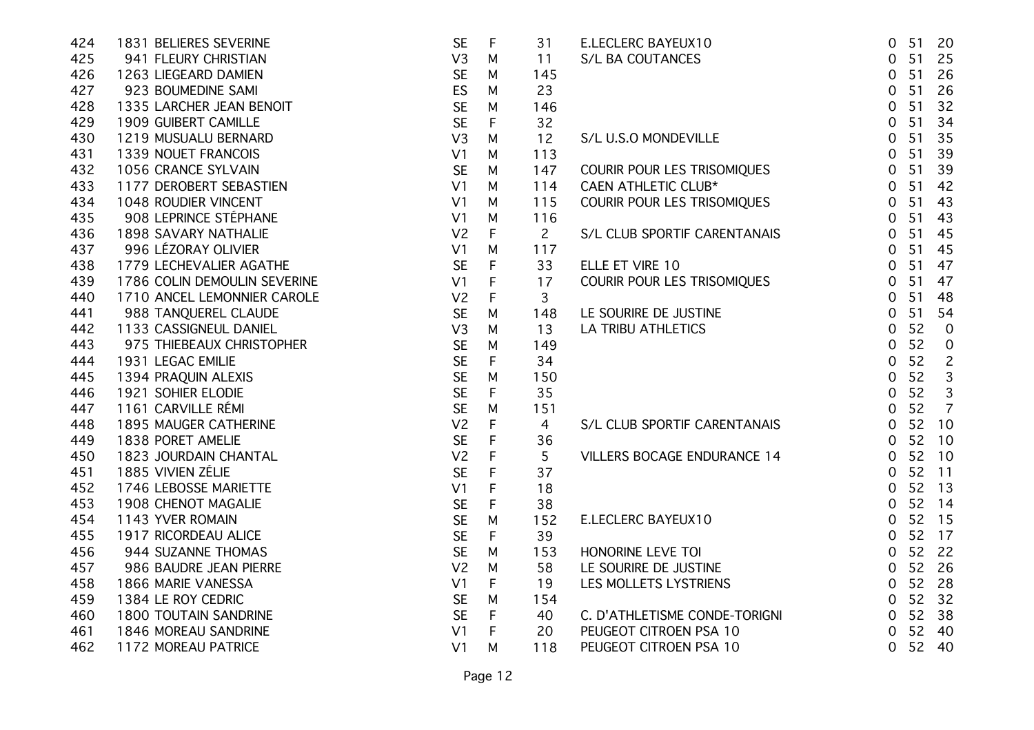| | | | | | | | | |
|---|---|---|---|---|---|---|---|---|
| 424 | 1831 BELIERES SEVERINE | SE | F | 31 | E.LECLERC BAYEUX10 | 0 | 51 | 20 |
| 425 | 941 FLEURY CHRISTIAN | V3 | M | 11 | S/L BA COUTANCES | 0 | 51 | 25 |
| 426 | 1263 LIEGEARD DAMIEN | SE | M | 145 | | 0 | 51 | 26 |
| 427 | 923 BOUMEDINE SAMI | ES | M | 23 | | 0 | 51 | 26 |
| 428 | 1335 LARCHER JEAN BENOIT | SE | M | 146 | | 0 | 51 | 32 |
| 429 | 1909 GUIBERT CAMILLE | SE | F | 32 | | 0 | 51 | 34 |
| 430 | 1219 MUSUALU BERNARD | V3 | M | 12 | S/L U.S.O MONDEVILLE | 0 | 51 | 35 |
| 431 | 1339 NOUET FRANCOIS | V1 | M | 113 | | 0 | 51 | 39 |
| 432 | 1056 CRANCE SYLVAIN | SE | M | 147 | COURIR POUR LES TRISOMIQUES | 0 | 51 | 39 |
| 433 | 1177 DEROBERT SEBASTIEN | V1 | M | 114 | CAEN ATHLETIC CLUB* | 0 | 51 | 42 |
| 434 | 1048 ROUDIER VINCENT | V1 | M | 115 | COURIR POUR LES TRISOMIQUES | 0 | 51 | 43 |
| 435 | 908 LEPRINCE STÉPHANE | V1 | M | 116 | | 0 | 51 | 43 |
| 436 | 1898 SAVARY NATHALIE | V2 | F | 2 | S/L CLUB SPORTIF CARENTANAIS | 0 | 51 | 45 |
| 437 | 996 LÉZORAY OLIVIER | V1 | M | 117 | | 0 | 51 | 45 |
| 438 | 1779 LECHEVALIER AGATHE | SE | F | 33 | ELLE ET VIRE 10 | 0 | 51 | 47 |
| 439 | 1786 COLIN DEMOULIN SEVERINE | V1 | F | 17 | COURIR POUR LES TRISOMIQUES | 0 | 51 | 47 |
| 440 | 1710 ANCEL LEMONNIER CAROLE | V2 | F | 3 | | 0 | 51 | 48 |
| 441 | 988 TANQUEREL CLAUDE | SE | M | 148 | LE SOURIRE DE JUSTINE | 0 | 51 | 54 |
| 442 | 1133 CASSIGNEUL DANIEL | V3 | M | 13 | LA TRIBU ATHLETICS | 0 | 52 | 0 |
| 443 | 975 THIEBEAUX CHRISTOPHER | SE | M | 149 | | 0 | 52 | 0 |
| 444 | 1931 LEGAC EMILIE | SE | F | 34 | | 0 | 52 | 2 |
| 445 | 1394 PRAQUIN ALEXIS | SE | M | 150 | | 0 | 52 | 3 |
| 446 | 1921 SOHIER ELODIE | SE | F | 35 | | 0 | 52 | 3 |
| 447 | 1161 CARVILLE RÉMI | SE | M | 151 | | 0 | 52 | 7 |
| 448 | 1895 MAUGER CATHERINE | V2 | F | 4 | S/L CLUB SPORTIF CARENTANAIS | 0 | 52 | 10 |
| 449 | 1838 PORET AMELIE | SE | F | 36 | | 0 | 52 | 10 |
| 450 | 1823 JOURDAIN CHANTAL | V2 | F | 5 | VILLERS BOCAGE ENDURANCE 14 | 0 | 52 | 10 |
| 451 | 1885 VIVIEN ZÉLIE | SE | F | 37 | | 0 | 52 | 11 |
| 452 | 1746 LEBOSSE MARIETTE | V1 | F | 18 | | 0 | 52 | 13 |
| 453 | 1908 CHENOT MAGALIE | SE | F | 38 | | 0 | 52 | 14 |
| 454 | 1143 YVER ROMAIN | SE | M | 152 | E.LECLERC BAYEUX10 | 0 | 52 | 15 |
| 455 | 1917 RICORDEAU ALICE | SE | F | 39 | | 0 | 52 | 17 |
| 456 | 944 SUZANNE THOMAS | SE | M | 153 | HONORINE LEVE TOI | 0 | 52 | 22 |
| 457 | 986 BAUDRE JEAN PIERRE | V2 | M | 58 | LE SOURIRE DE JUSTINE | 0 | 52 | 26 |
| 458 | 1866 MARIE VANESSA | V1 | F | 19 | LES MOLLETS LYSTRIENS | 0 | 52 | 28 |
| 459 | 1384 LE ROY CEDRIC | SE | M | 154 | | 0 | 52 | 32 |
| 460 | 1800 TOUTAIN SANDRINE | SE | F | 40 | C. D'ATHLETISME CONDE-TORIGNI | 0 | 52 | 38 |
| 461 | 1846 MOREAU SANDRINE | V1 | F | 20 | PEUGEOT CITROEN PSA 10 | 0 | 52 | 40 |
| 462 | 1172 MOREAU PATRICE | V1 | M | 118 | PEUGEOT CITROEN PSA 10 | 0 | 52 | 40 |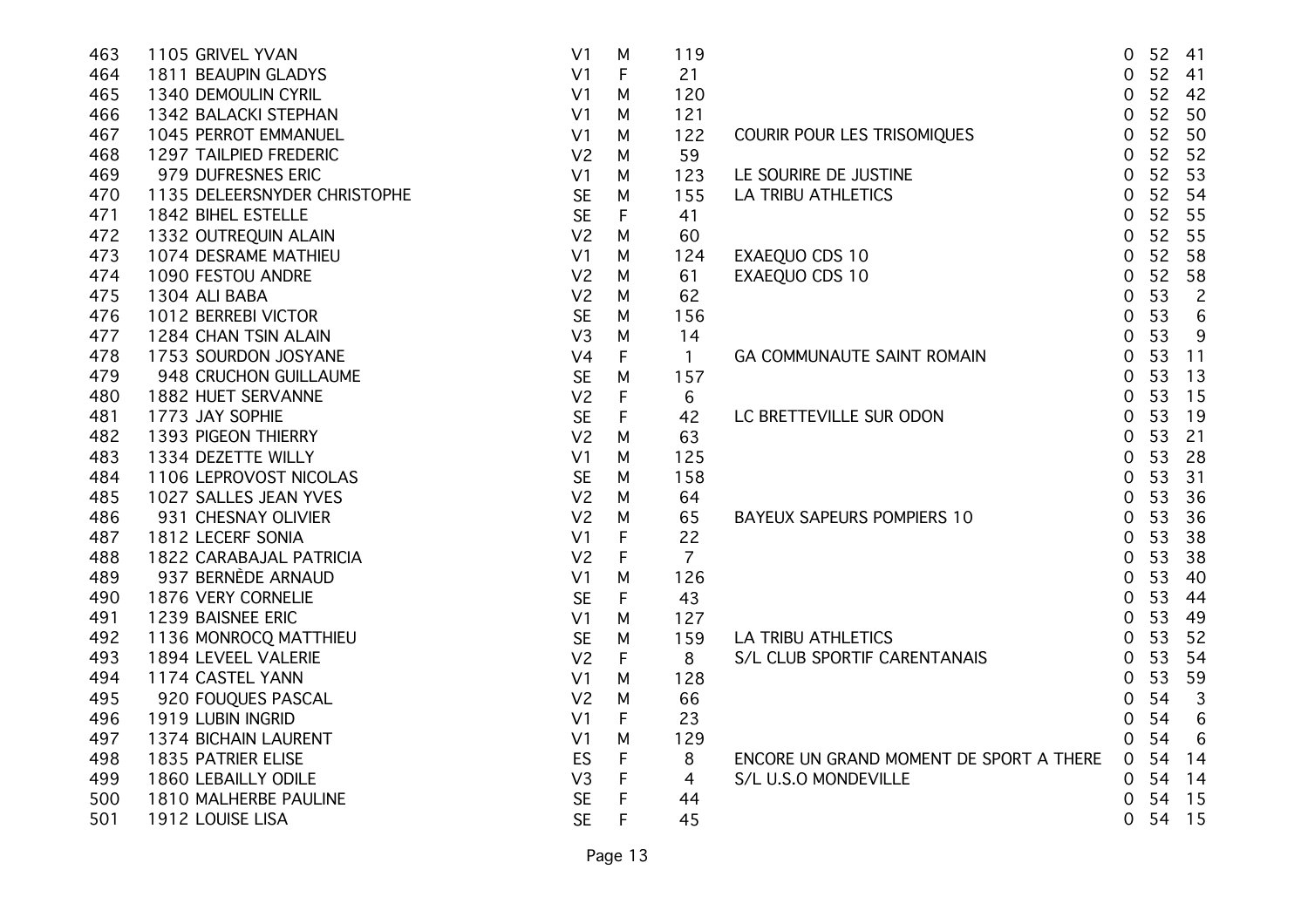| | | | | | | | | |
|---|---|---|---|---|---|---|---|---|
| 463 | 1105 GRIVEL YVAN | V1 | M | 119 | | 0 | 52 | 41 |
| 464 | 1811 BEAUPIN GLADYS | V1 | F | 21 | | 0 | 52 | 41 |
| 465 | 1340 DEMOULIN CYRIL | V1 | M | 120 | | 0 | 52 | 42 |
| 466 | 1342 BALACKI STEPHAN | V1 | M | 121 | | 0 | 52 | 50 |
| 467 | 1045 PERROT EMMANUEL | V1 | M | 122 | COURIR POUR LES TRISOMIQUES | 0 | 52 | 50 |
| 468 | 1297 TAILPIED FREDERIC | V2 | M | 59 | | 0 | 52 | 52 |
| 469 | 979 DUFRESNES ERIC | V1 | M | 123 | LE SOURIRE DE JUSTINE | 0 | 52 | 53 |
| 470 | 1135 DELEERSNYDER CHRISTOPHE | SE | M | 155 | LA TRIBU ATHLETICS | 0 | 52 | 54 |
| 471 | 1842 BIHEL ESTELLE | SE | F | 41 | | 0 | 52 | 55 |
| 472 | 1332 OUTREQUIN ALAIN | V2 | M | 60 | | 0 | 52 | 55 |
| 473 | 1074 DESRAME MATHIEU | V1 | M | 124 | EXAEQUO CDS 10 | 0 | 52 | 58 |
| 474 | 1090 FESTOU ANDRE | V2 | M | 61 | EXAEQUO CDS 10 | 0 | 52 | 58 |
| 475 | 1304 ALI BABA | V2 | M | 62 | | 0 | 53 | 2 |
| 476 | 1012 BERREBI VICTOR | SE | M | 156 | | 0 | 53 | 6 |
| 477 | 1284 CHAN TSIN ALAIN | V3 | M | 14 | | 0 | 53 | 9 |
| 478 | 1753 SOURDON JOSYANE | V4 | F | 1 | GA COMMUNAUTE SAINT ROMAIN | 0 | 53 | 11 |
| 479 | 948 CRUCHON GUILLAUME | SE | M | 157 | | 0 | 53 | 13 |
| 480 | 1882 HUET SERVANNE | V2 | F | 6 | | 0 | 53 | 15 |
| 481 | 1773 JAY SOPHIE | SE | F | 42 | LC BRETTEVILLE SUR ODON | 0 | 53 | 19 |
| 482 | 1393 PIGEON THIERRY | V2 | M | 63 | | 0 | 53 | 21 |
| 483 | 1334 DEZETTE WILLY | V1 | M | 125 | | 0 | 53 | 28 |
| 484 | 1106 LEPROVOST NICOLAS | SE | M | 158 | | 0 | 53 | 31 |
| 485 | 1027 SALLES JEAN YVES | V2 | M | 64 | | 0 | 53 | 36 |
| 486 | 931 CHESNAY OLIVIER | V2 | M | 65 | BAYEUX SAPEURS POMPIERS 10 | 0 | 53 | 36 |
| 487 | 1812 LECERF SONIA | V1 | F | 22 | | 0 | 53 | 38 |
| 488 | 1822 CARABAJAL PATRICIA | V2 | F | 7 | | 0 | 53 | 38 |
| 489 | 937 BERNÈDE ARNAUD | V1 | M | 126 | | 0 | 53 | 40 |
| 490 | 1876 VERY CORNELIE | SE | F | 43 | | 0 | 53 | 44 |
| 491 | 1239 BAISNEE ERIC | V1 | M | 127 | | 0 | 53 | 49 |
| 492 | 1136 MONROCQ MATTHIEU | SE | M | 159 | LA TRIBU ATHLETICS | 0 | 53 | 52 |
| 493 | 1894 LEVEEL VALERIE | V2 | F | 8 | S/L CLUB SPORTIF CARENTANAIS | 0 | 53 | 54 |
| 494 | 1174 CASTEL YANN | V1 | M | 128 | | 0 | 53 | 59 |
| 495 | 920 FOUQUES PASCAL | V2 | M | 66 | | 0 | 54 | 3 |
| 496 | 1919 LUBIN INGRID | V1 | F | 23 | | 0 | 54 | 6 |
| 497 | 1374 BICHAIN LAURENT | V1 | M | 129 | | 0 | 54 | 6 |
| 498 | 1835 PATRIER ELISE | ES | F | 8 | ENCORE UN GRAND MOMENT DE SPORT A THERE | 0 | 54 | 14 |
| 499 | 1860 LEBAILLY ODILE | V3 | F | 4 | S/L U.S.O MONDEVILLE | 0 | 54 | 14 |
| 500 | 1810 MALHERBE PAULINE | SE | F | 44 | | 0 | 54 | 15 |
| 501 | 1912 LOUISE LISA | SE | F | 45 | | 0 | 54 | 15 |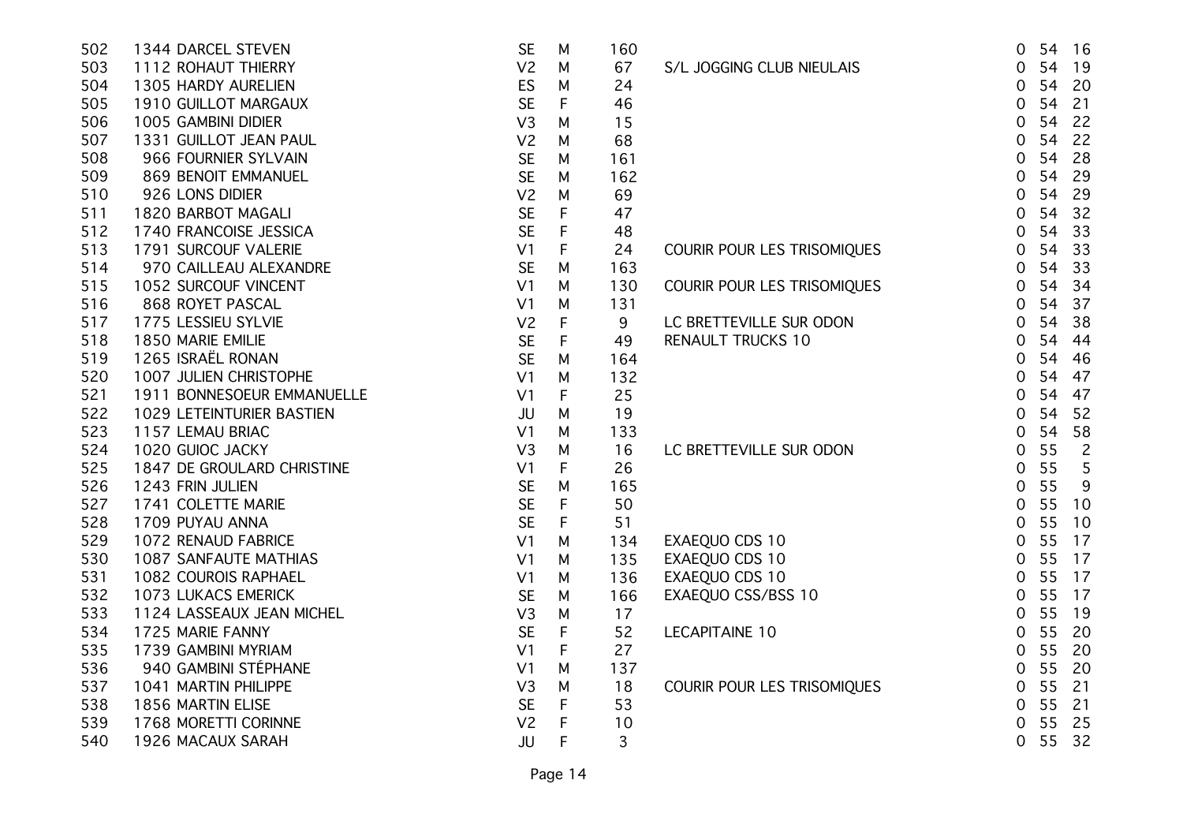| | | | | | | | | |
|---|---|---|---|---|---|---|---|---|
| 502 | 1344 DARCEL STEVEN | SE | M | 160 | | 0 | 54 | 16 |
| 503 | 1112 ROHAUT THIERRY | V2 | M | 67 | S/L JOGGING CLUB NIEULAIS | 0 | 54 | 19 |
| 504 | 1305 HARDY AURELIEN | ES | M | 24 | | 0 | 54 | 20 |
| 505 | 1910 GUILLOT MARGAUX | SE | F | 46 | | 0 | 54 | 21 |
| 506 | 1005 GAMBINI DIDIER | V3 | M | 15 | | 0 | 54 | 22 |
| 507 | 1331 GUILLOT JEAN PAUL | V2 | M | 68 | | 0 | 54 | 22 |
| 508 | 966 FOURNIER SYLVAIN | SE | M | 161 | | 0 | 54 | 28 |
| 509 | 869 BENOIT EMMANUEL | SE | M | 162 | | 0 | 54 | 29 |
| 510 | 926 LONS DIDIER | V2 | M | 69 | | 0 | 54 | 29 |
| 511 | 1820 BARBOT MAGALI | SE | F | 47 | | 0 | 54 | 32 |
| 512 | 1740 FRANCOISE JESSICA | SE | F | 48 | | 0 | 54 | 33 |
| 513 | 1791 SURCOUF VALERIE | V1 | F | 24 | COURIR POUR LES TRISOMIQUES | 0 | 54 | 33 |
| 514 | 970 CAILLEAU ALEXANDRE | SE | M | 163 | | 0 | 54 | 33 |
| 515 | 1052 SURCOUF VINCENT | V1 | M | 130 | COURIR POUR LES TRISOMIQUES | 0 | 54 | 34 |
| 516 | 868 ROYET PASCAL | V1 | M | 131 | | 0 | 54 | 37 |
| 517 | 1775 LESSIEU SYLVIE | V2 | F | 9 | LC BRETTEVILLE SUR ODON | 0 | 54 | 38 |
| 518 | 1850 MARIE EMILIE | SE | F | 49 | RENAULT TRUCKS 10 | 0 | 54 | 44 |
| 519 | 1265 ISRAËL RONAN | SE | M | 164 | | 0 | 54 | 46 |
| 520 | 1007 JULIEN CHRISTOPHE | V1 | M | 132 | | 0 | 54 | 47 |
| 521 | 1911 BONNESOEUR EMMANUELLE | V1 | F | 25 | | 0 | 54 | 47 |
| 522 | 1029 LETEINTURIER BASTIEN | JU | M | 19 | | 0 | 54 | 52 |
| 523 | 1157 LEMAU BRIAC | V1 | M | 133 | | 0 | 54 | 58 |
| 524 | 1020 GUIOC JACKY | V3 | M | 16 | LC BRETTEVILLE SUR ODON | 0 | 55 | 2 |
| 525 | 1847 DE GROULARD CHRISTINE | V1 | F | 26 | | 0 | 55 | 5 |
| 526 | 1243 FRIN JULIEN | SE | M | 165 | | 0 | 55 | 9 |
| 527 | 1741 COLETTE MARIE | SE | F | 50 | | 0 | 55 | 10 |
| 528 | 1709 PUYAU ANNA | SE | F | 51 | | 0 | 55 | 10 |
| 529 | 1072 RENAUD FABRICE | V1 | M | 134 | EXAEQUO CDS 10 | 0 | 55 | 17 |
| 530 | 1087 SANFAUTE MATHIAS | V1 | M | 135 | EXAEQUO CDS 10 | 0 | 55 | 17 |
| 531 | 1082 COUROIS RAPHAEL | V1 | M | 136 | EXAEQUO CDS 10 | 0 | 55 | 17 |
| 532 | 1073 LUKACS EMERICK | SE | M | 166 | EXAEQUO CSS/BSS 10 | 0 | 55 | 17 |
| 533 | 1124 LASSEAUX JEAN MICHEL | V3 | M | 17 | | 0 | 55 | 19 |
| 534 | 1725 MARIE FANNY | SE | F | 52 | LECAPITAINE 10 | 0 | 55 | 20 |
| 535 | 1739 GAMBINI MYRIAM | V1 | F | 27 | | 0 | 55 | 20 |
| 536 | 940 GAMBINI STÉPHANE | V1 | M | 137 | | 0 | 55 | 20 |
| 537 | 1041 MARTIN PHILIPPE | V3 | M | 18 | COURIR POUR LES TRISOMIQUES | 0 | 55 | 21 |
| 538 | 1856 MARTIN ELISE | SE | F | 53 | | 0 | 55 | 21 |
| 539 | 1768 MORETTI CORINNE | V2 | F | 10 | | 0 | 55 | 25 |
| 540 | 1926 MACAUX SARAH | JU | F | 3 | | 0 | 55 | 32 |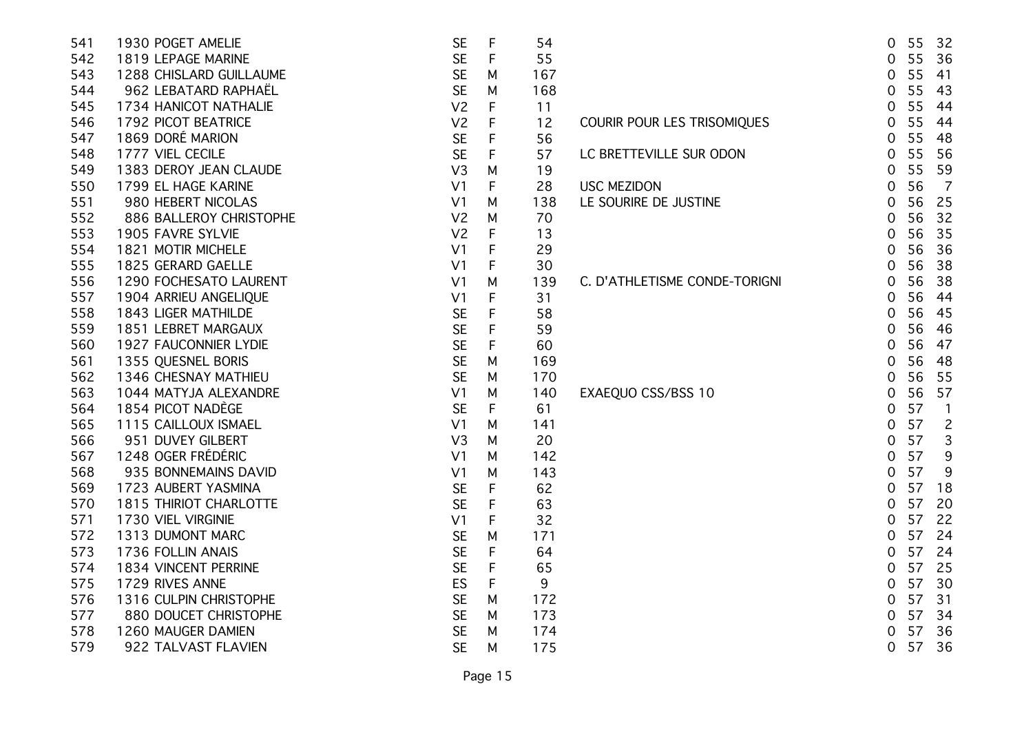| | | | | | | | | |
|---|---|---|---|---|---|---|---|---|
| 541 | 1930 POGET AMELIE | SE | F | 54 | | 0 | 55 | 32 |
| 542 | 1819 LEPAGE MARINE | SE | F | 55 | | 0 | 55 | 36 |
| 543 | 1288 CHISLARD GUILLAUME | SE | M | 167 | | 0 | 55 | 41 |
| 544 | 962 LEBATARD RAPHAËL | SE | M | 168 | | 0 | 55 | 43 |
| 545 | 1734 HANICOT NATHALIE | V2 | F | 11 | | 0 | 55 | 44 |
| 546 | 1792 PICOT BEATRICE | V2 | F | 12 | COURIR POUR LES TRISOMIQUES | 0 | 55 | 44 |
| 547 | 1869 DORÉ MARION | SE | F | 56 | | 0 | 55 | 48 |
| 548 | 1777 VIEL CECILE | SE | F | 57 | LC BRETTEVILLE SUR ODON | 0 | 55 | 56 |
| 549 | 1383 DEROY JEAN CLAUDE | V3 | M | 19 | | 0 | 55 | 59 |
| 550 | 1799 EL HAGE KARINE | V1 | F | 28 | USC MEZIDON | 0 | 56 | 7 |
| 551 | 980 HEBERT NICOLAS | V1 | M | 138 | LE SOURIRE DE JUSTINE | 0 | 56 | 25 |
| 552 | 886 BALLEROY CHRISTOPHE | V2 | M | 70 | | 0 | 56 | 32 |
| 553 | 1905 FAVRE SYLVIE | V2 | F | 13 | | 0 | 56 | 35 |
| 554 | 1821 MOTIR MICHELE | V1 | F | 29 | | 0 | 56 | 36 |
| 555 | 1825 GERARD GAELLE | V1 | F | 30 | | 0 | 56 | 38 |
| 556 | 1290 FOCHESATO LAURENT | V1 | M | 139 | C. D'ATHLETISME CONDE-TORIGNI | 0 | 56 | 38 |
| 557 | 1904 ARRIEU ANGELIQUE | V1 | F | 31 | | 0 | 56 | 44 |
| 558 | 1843 LIGER MATHILDE | SE | F | 58 | | 0 | 56 | 45 |
| 559 | 1851 LEBRET MARGAUX | SE | F | 59 | | 0 | 56 | 46 |
| 560 | 1927 FAUCONNIER LYDIE | SE | F | 60 | | 0 | 56 | 47 |
| 561 | 1355 QUESNEL BORIS | SE | M | 169 | | 0 | 56 | 48 |
| 562 | 1346 CHESNAY MATHIEU | SE | M | 170 | | 0 | 56 | 55 |
| 563 | 1044 MATYJA ALEXANDRE | V1 | M | 140 | EXAEQUO CSS/BSS 10 | 0 | 56 | 57 |
| 564 | 1854 PICOT NADÈGE | SE | F | 61 | | 0 | 57 | 1 |
| 565 | 1115 CAILLOUX ISMAEL | V1 | M | 141 | | 0 | 57 | 2 |
| 566 | 951 DUVEY GILBERT | V3 | M | 20 | | 0 | 57 | 3 |
| 567 | 1248 OGER FRÉDÉRIC | V1 | M | 142 | | 0 | 57 | 9 |
| 568 | 935 BONNEMAINS DAVID | V1 | M | 143 | | 0 | 57 | 9 |
| 569 | 1723 AUBERT YASMINA | SE | F | 62 | | 0 | 57 | 18 |
| 570 | 1815 THIRIOT CHARLOTTE | SE | F | 63 | | 0 | 57 | 20 |
| 571 | 1730 VIEL VIRGINIE | V1 | F | 32 | | 0 | 57 | 22 |
| 572 | 1313 DUMONT MARC | SE | M | 171 | | 0 | 57 | 24 |
| 573 | 1736 FOLLIN ANAIS | SE | F | 64 | | 0 | 57 | 24 |
| 574 | 1834 VINCENT PERRINE | SE | F | 65 | | 0 | 57 | 25 |
| 575 | 1729 RIVES ANNE | ES | F | 9 | | 0 | 57 | 30 |
| 576 | 1316 CULPIN CHRISTOPHE | SE | M | 172 | | 0 | 57 | 31 |
| 577 | 880 DOUCET CHRISTOPHE | SE | M | 173 | | 0 | 57 | 34 |
| 578 | 1260 MAUGER DAMIEN | SE | M | 174 | | 0 | 57 | 36 |
| 579 | 922 TALVAST FLAVIEN | SE | M | 175 | | 0 | 57 | 36 |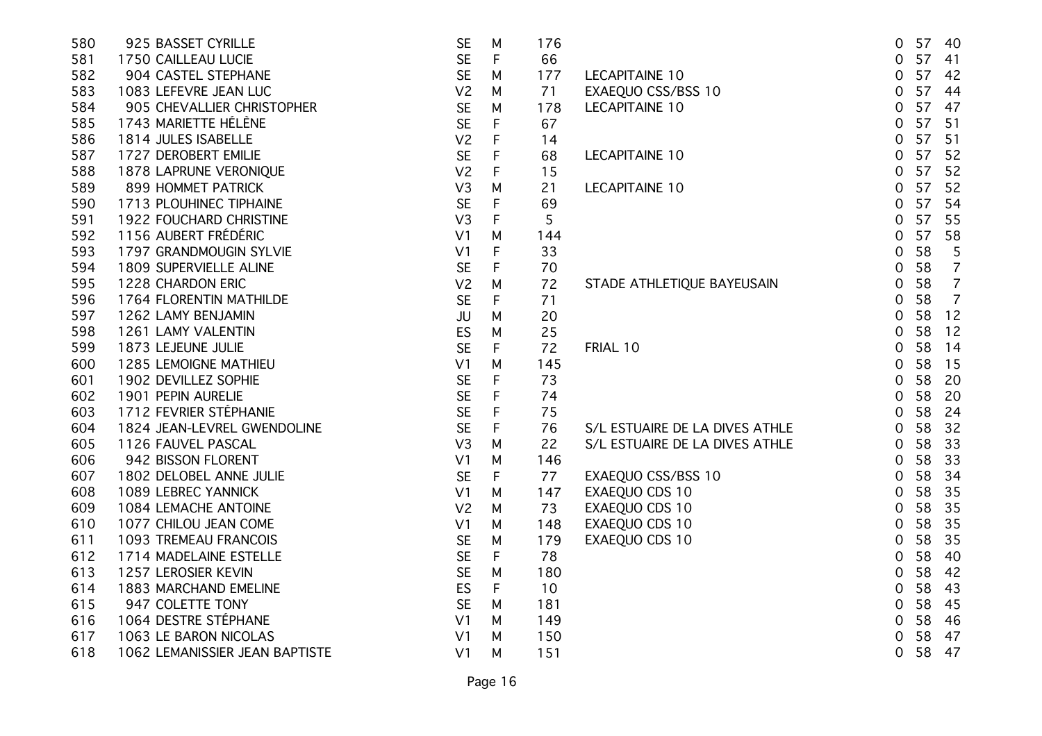| | | | | | | | | |
|---|---|---|---|---|---|---|---|---|
| 580 | 925 BASSET CYRILLE | SE | M | 176 | | 0 | 57 | 40 |
| 581 | 1750 CAILLEAU LUCIE | SE | F | 66 | | 0 | 57 | 41 |
| 582 | 904 CASTEL STEPHANE | SE | M | 177 | LECAPITAINE 10 | 0 | 57 | 42 |
| 583 | 1083 LEFEVRE JEAN LUC | V2 | M | 71 | EXAEQUO CSS/BSS 10 | 0 | 57 | 44 |
| 584 | 905 CHEVALLIER CHRISTOPHER | SE | M | 178 | LECAPITAINE 10 | 0 | 57 | 47 |
| 585 | 1743 MARIETTE HÉLÈNE | SE | F | 67 | | 0 | 57 | 51 |
| 586 | 1814 JULES ISABELLE | V2 | F | 14 | | 0 | 57 | 51 |
| 587 | 1727 DEROBERT EMILIE | SE | F | 68 | LECAPITAINE 10 | 0 | 57 | 52 |
| 588 | 1878 LAPRUNE VERONIQUE | V2 | F | 15 | | 0 | 57 | 52 |
| 589 | 899 HOMMET PATRICK | V3 | M | 21 | LECAPITAINE 10 | 0 | 57 | 52 |
| 590 | 1713 PLOUHINEC TIPHAINE | SE | F | 69 | | 0 | 57 | 54 |
| 591 | 1922 FOUCHARD CHRISTINE | V3 | F | 5 | | 0 | 57 | 55 |
| 592 | 1156 AUBERT FRÉDÉRIC | V1 | M | 144 | | 0 | 57 | 58 |
| 593 | 1797 GRANDMOUGIN SYLVIE | V1 | F | 33 | | 0 | 58 | 5 |
| 594 | 1809 SUPERVIELLE ALINE | SE | F | 70 | | 0 | 58 | 7 |
| 595 | 1228 CHARDON ERIC | V2 | M | 72 | STADE ATHLETIQUE BAYEUSAIN | 0 | 58 | 7 |
| 596 | 1764 FLORENTIN MATHILDE | SE | F | 71 | | 0 | 58 | 7 |
| 597 | 1262 LAMY BENJAMIN | JU | M | 20 | | 0 | 58 | 12 |
| 598 | 1261 LAMY VALENTIN | ES | M | 25 | | 0 | 58 | 12 |
| 599 | 1873 LEJEUNE JULIE | SE | F | 72 | FRIAL 10 | 0 | 58 | 14 |
| 600 | 1285 LEMOIGNE MATHIEU | V1 | M | 145 | | 0 | 58 | 15 |
| 601 | 1902 DEVILLEZ SOPHIE | SE | F | 73 | | 0 | 58 | 20 |
| 602 | 1901 PEPIN AURELIE | SE | F | 74 | | 0 | 58 | 20 |
| 603 | 1712 FEVRIER STÉPHANIE | SE | F | 75 | | 0 | 58 | 24 |
| 604 | 1824 JEAN-LEVREL GWENDOLINE | SE | F | 76 | S/L ESTUAIRE DE LA DIVES ATHLE | 0 | 58 | 32 |
| 605 | 1126 FAUVEL PASCAL | V3 | M | 22 | S/L ESTUAIRE DE LA DIVES ATHLE | 0 | 58 | 33 |
| 606 | 942 BISSON FLORENT | V1 | M | 146 | | 0 | 58 | 33 |
| 607 | 1802 DELOBEL ANNE JULIE | SE | F | 77 | EXAEQUO CSS/BSS 10 | 0 | 58 | 34 |
| 608 | 1089 LEBREC YANNICK | V1 | M | 147 | EXAEQUO CDS 10 | 0 | 58 | 35 |
| 609 | 1084 LEMACHE ANTOINE | V2 | M | 73 | EXAEQUO CDS 10 | 0 | 58 | 35 |
| 610 | 1077 CHILOU JEAN COME | V1 | M | 148 | EXAEQUO CDS 10 | 0 | 58 | 35 |
| 611 | 1093 TREMEAU FRANCOIS | SE | M | 179 | EXAEQUO CDS 10 | 0 | 58 | 35 |
| 612 | 1714 MADELAINE ESTELLE | SE | F | 78 | | 0 | 58 | 40 |
| 613 | 1257 LEROSIER KEVIN | SE | M | 180 | | 0 | 58 | 42 |
| 614 | 1883 MARCHAND EMELINE | ES | F | 10 | | 0 | 58 | 43 |
| 615 | 947 COLETTE TONY | SE | M | 181 | | 0 | 58 | 45 |
| 616 | 1064 DESTRE STÉPHANE | V1 | M | 149 | | 0 | 58 | 46 |
| 617 | 1063 LE BARON NICOLAS | V1 | M | 150 | | 0 | 58 | 47 |
| 618 | 1062 LEMANISSIER JEAN BAPTISTE | V1 | M | 151 | | 0 | 58 | 47 |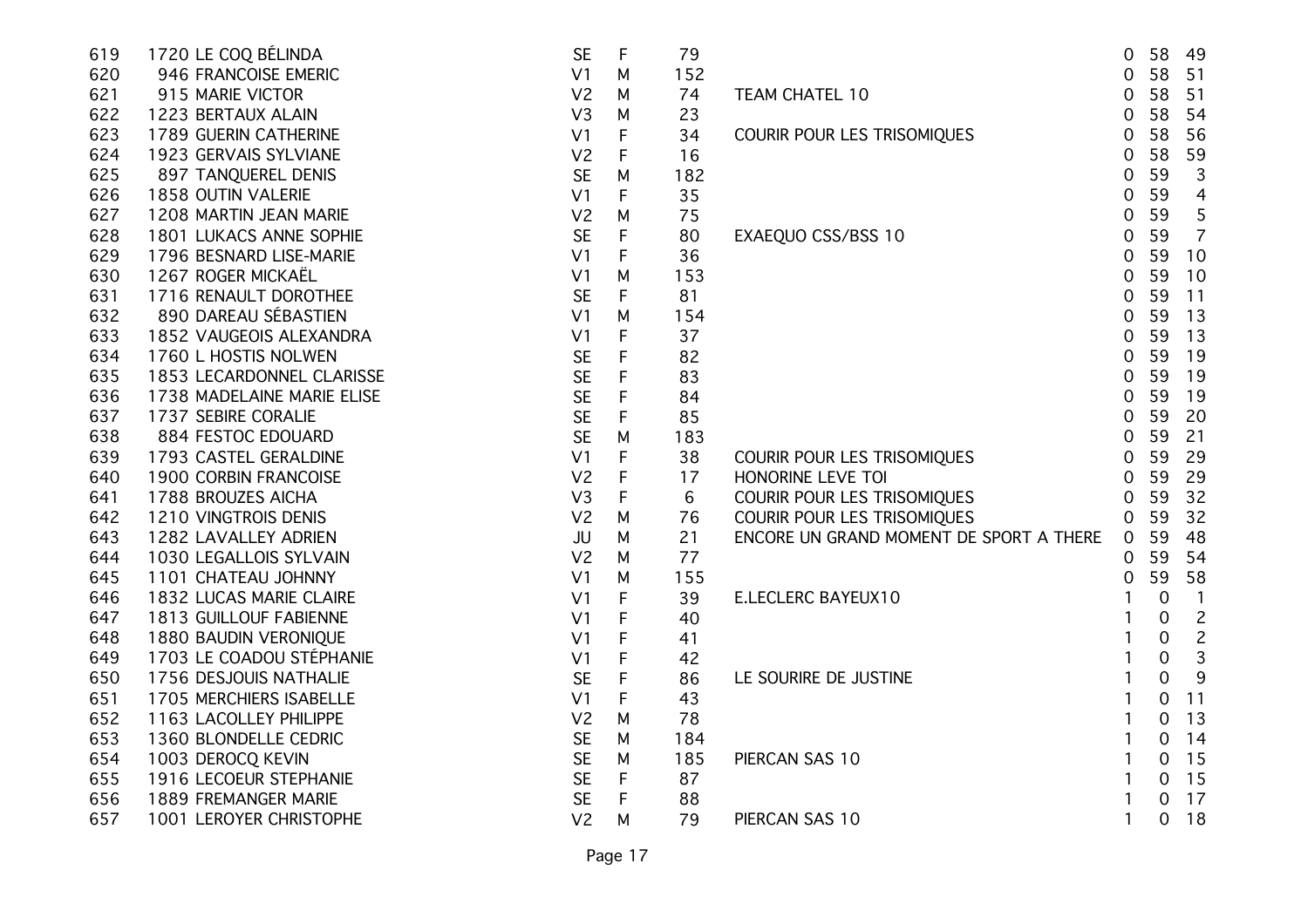| | | | | | | | | |
|---|---|---|---|---|---|---|---|---|
| 619 | 1720 LE COQ BÉLINDA | SE | F | 79 | | 0 | 58 | 49 |
| 620 | 946 FRANCOISE EMERIC | V1 | M | 152 | | 0 | 58 | 51 |
| 621 | 915 MARIE VICTOR | V2 | M | 74 | TEAM CHATEL 10 | 0 | 58 | 51 |
| 622 | 1223 BERTAUX ALAIN | V3 | M | 23 | | 0 | 58 | 54 |
| 623 | 1789 GUERIN CATHERINE | V1 | F | 34 | COURIR POUR LES TRISOMIQUES | 0 | 58 | 56 |
| 624 | 1923 GERVAIS SYLVIANE | V2 | F | 16 | | 0 | 58 | 59 |
| 625 | 897 TANQUEREL DENIS | SE | M | 182 | | 0 | 59 | 3 |
| 626 | 1858 OUTIN VALERIE | V1 | F | 35 | | 0 | 59 | 4 |
| 627 | 1208 MARTIN JEAN MARIE | V2 | M | 75 | | 0 | 59 | 5 |
| 628 | 1801 LUKACS ANNE SOPHIE | SE | F | 80 | EXAEQUO CSS/BSS 10 | 0 | 59 | 7 |
| 629 | 1796 BESNARD LISE-MARIE | V1 | F | 36 | | 0 | 59 | 10 |
| 630 | 1267 ROGER MICKAËL | V1 | M | 153 | | 0 | 59 | 10 |
| 631 | 1716 RENAULT DOROTHEE | SE | F | 81 | | 0 | 59 | 11 |
| 632 | 890 DAREAU SÉBASTIEN | V1 | M | 154 | | 0 | 59 | 13 |
| 633 | 1852 VAUGEOIS ALEXANDRA | V1 | F | 37 | | 0 | 59 | 13 |
| 634 | 1760 L HOSTIS NOLWEN | SE | F | 82 | | 0 | 59 | 19 |
| 635 | 1853 LECARDONNEL CLARISSE | SE | F | 83 | | 0 | 59 | 19 |
| 636 | 1738 MADELAINE MARIE ELISE | SE | F | 84 | | 0 | 59 | 19 |
| 637 | 1737 SEBIRE CORALIE | SE | F | 85 | | 0 | 59 | 20 |
| 638 | 884 FESTOC EDOUARD | SE | M | 183 | | 0 | 59 | 21 |
| 639 | 1793 CASTEL GERALDINE | V1 | F | 38 | COURIR POUR LES TRISOMIQUES | 0 | 59 | 29 |
| 640 | 1900 CORBIN FRANCOISE | V2 | F | 17 | HONORINE LEVE TOI | 0 | 59 | 29 |
| 641 | 1788 BROUZES AICHA | V3 | F | 6 | COURIR POUR LES TRISOMIQUES | 0 | 59 | 32 |
| 642 | 1210 VINGTROIS DENIS | V2 | M | 76 | COURIR POUR LES TRISOMIQUES | 0 | 59 | 32 |
| 643 | 1282 LAVALLEY ADRIEN | JU | M | 21 | ENCORE UN GRAND MOMENT DE SPORT A THERE | 0 | 59 | 48 |
| 644 | 1030 LEGALLOIS SYLVAIN | V2 | M | 77 | | 0 | 59 | 54 |
| 645 | 1101 CHATEAU JOHNNY | V1 | M | 155 | | 0 | 59 | 58 |
| 646 | 1832 LUCAS MARIE CLAIRE | V1 | F | 39 | E.LECLERC BAYEUX10 | 1 | 0 | 1 |
| 647 | 1813 GUILLOUF FABIENNE | V1 | F | 40 | | 1 | 0 | 2 |
| 648 | 1880 BAUDIN VERONIQUE | V1 | F | 41 | | 1 | 0 | 2 |
| 649 | 1703 LE COADOU STÉPHANIE | V1 | F | 42 | | 1 | 0 | 3 |
| 650 | 1756 DESJOUIS NATHALIE | SE | F | 86 | LE SOURIRE DE JUSTINE | 1 | 0 | 9 |
| 651 | 1705 MERCHIERS ISABELLE | V1 | F | 43 | | 1 | 0 | 11 |
| 652 | 1163 LACOLLEY PHILIPPE | V2 | M | 78 | | 1 | 0 | 13 |
| 653 | 1360 BLONDELLE CEDRIC | SE | M | 184 | | 1 | 0 | 14 |
| 654 | 1003 DEROCQ KEVIN | SE | M | 185 | PIERCAN SAS 10 | 1 | 0 | 15 |
| 655 | 1916 LECOEUR STEPHANIE | SE | F | 87 | | 1 | 0 | 15 |
| 656 | 1889 FREMANGER MARIE | SE | F | 88 | | 1 | 0 | 17 |
| 657 | 1001 LEROYER CHRISTOPHE | V2 | M | 79 | PIERCAN SAS 10 | 1 | 0 | 18 |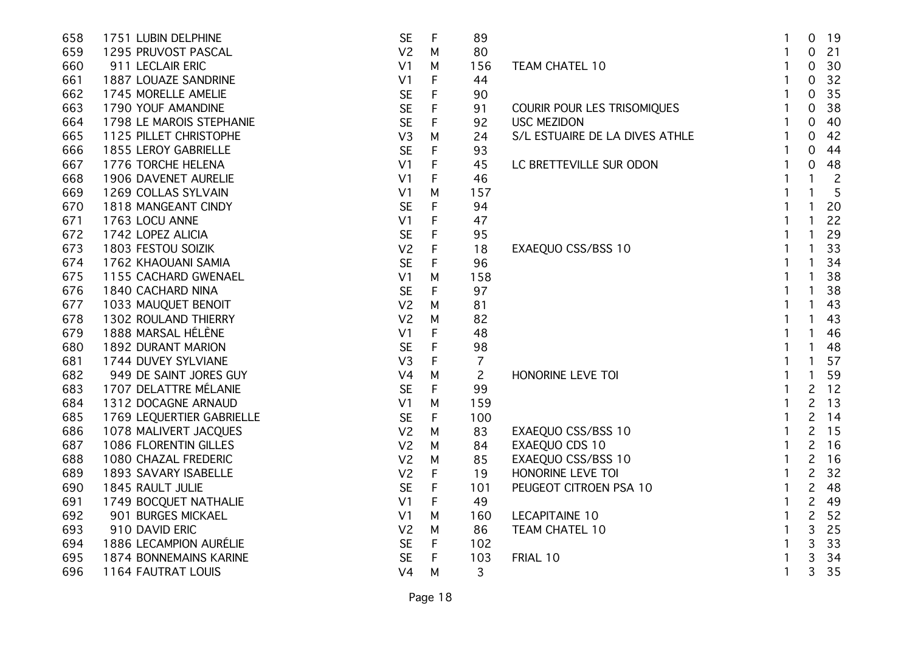| | | | | | | | | |
|---|---|---|---|---|---|---|---|---|
| 658 | 1751 LUBIN DELPHINE | SE | F | 89 | | 1 | 0 | 19 |
| 659 | 1295 PRUVOST PASCAL | V2 | M | 80 | | 1 | 0 | 21 |
| 660 | 911 LECLAIR ERIC | V1 | M | 156 | TEAM CHATEL 10 | 1 | 0 | 30 |
| 661 | 1887 LOUAZE SANDRINE | V1 | F | 44 | | 1 | 0 | 32 |
| 662 | 1745 MORELLE AMELIE | SE | F | 90 | | 1 | 0 | 35 |
| 663 | 1790 YOUF AMANDINE | SE | F | 91 | COURIR POUR LES TRISOMIQUES | 1 | 0 | 38 |
| 664 | 1798 LE MAROIS STEPHANIE | SE | F | 92 | USC MEZIDON | 1 | 0 | 40 |
| 665 | 1125 PILLET CHRISTOPHE | V3 | M | 24 | S/L ESTUAIRE DE LA DIVES ATHLE | 1 | 0 | 42 |
| 666 | 1855 LEROY GABRIELLE | SE | F | 93 | | 1 | 0 | 44 |
| 667 | 1776 TORCHE HELENA | V1 | F | 45 | LC BRETTEVILLE SUR ODON | 1 | 0 | 48 |
| 668 | 1906 DAVENET AURELIE | V1 | F | 46 | | 1 | 1 | 2 |
| 669 | 1269 COLLAS SYLVAIN | V1 | M | 157 | | 1 | 1 | 5 |
| 670 | 1818 MANGEANT CINDY | SE | F | 94 | | 1 | 1 | 20 |
| 671 | 1763 LOCU ANNE | V1 | F | 47 | | 1 | 1 | 22 |
| 672 | 1742 LOPEZ ALICIA | SE | F | 95 | | 1 | 1 | 29 |
| 673 | 1803 FESTOU SOIZIK | V2 | F | 18 | EXAEQUO CSS/BSS 10 | 1 | 1 | 33 |
| 674 | 1762 KHAOUANI SAMIA | SE | F | 96 | | 1 | 1 | 34 |
| 675 | 1155 CACHARD GWENAEL | V1 | M | 158 | | 1 | 1 | 38 |
| 676 | 1840 CACHARD NINA | SE | F | 97 | | 1 | 1 | 38 |
| 677 | 1033 MAUQUET BENOIT | V2 | M | 81 | | 1 | 1 | 43 |
| 678 | 1302 ROULAND THIERRY | V2 | M | 82 | | 1 | 1 | 43 |
| 679 | 1888 MARSAL HÉLÈNE | V1 | F | 48 | | 1 | 1 | 46 |
| 680 | 1892 DURANT MARION | SE | F | 98 | | 1 | 1 | 48 |
| 681 | 1744 DUVEY SYLVIANE | V3 | F | 7 | | 1 | 1 | 57 |
| 682 | 949 DE SAINT JORES GUY | V4 | M | 2 | HONORINE LEVE TOI | 1 | 1 | 59 |
| 683 | 1707 DELATTRE MÉLANIE | SE | F | 99 | | 1 | 2 | 12 |
| 684 | 1312 DOCAGNE ARNAUD | V1 | M | 159 | | 1 | 2 | 13 |
| 685 | 1769 LEQUERTIER GABRIELLE | SE | F | 100 | | 1 | 2 | 14 |
| 686 | 1078 MALIVERT JACQUES | V2 | M | 83 | EXAEQUO CSS/BSS 10 | 1 | 2 | 15 |
| 687 | 1086 FLORENTIN GILLES | V2 | M | 84 | EXAEQUO CDS 10 | 1 | 2 | 16 |
| 688 | 1080 CHAZAL FREDERIC | V2 | M | 85 | EXAEQUO CSS/BSS 10 | 1 | 2 | 16 |
| 689 | 1893 SAVARY ISABELLE | V2 | F | 19 | HONORINE LEVE TOI | 1 | 2 | 32 |
| 690 | 1845 RAULT JULIE | SE | F | 101 | PEUGEOT CITROEN PSA 10 | 1 | 2 | 48 |
| 691 | 1749 BOCQUET NATHALIE | V1 | F | 49 | | 1 | 2 | 49 |
| 692 | 901 BURGES MICKAEL | V1 | M | 160 | LECAPITAINE 10 | 1 | 2 | 52 |
| 693 | 910 DAVID ERIC | V2 | M | 86 | TEAM CHATEL 10 | 1 | 3 | 25 |
| 694 | 1886 LECAMPION AURÉLIE | SE | F | 102 | | 1 | 3 | 33 |
| 695 | 1874 BONNEMAINS KARINE | SE | F | 103 | FRIAL 10 | 1 | 3 | 34 |
| 696 | 1164 FAUTRAT LOUIS | V4 | M | 3 | | 1 | 3 | 35 |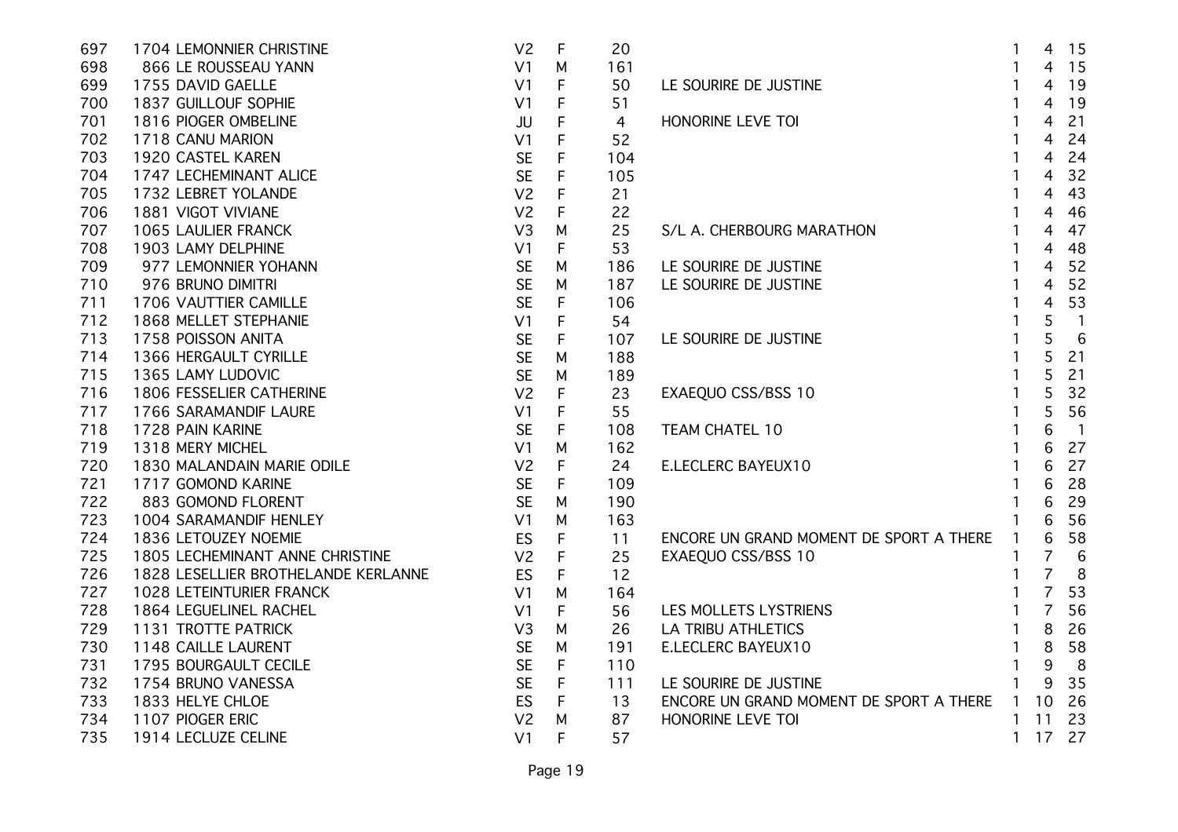| | | | | | | | | | |
|---|---|---|---|---|---|---|---|---|---|
| 697 | 1704 | LEMONNIER CHRISTINE | V2 | F | 20 | | 1 | 4 | 15 |
| 698 | 866 | LE ROUSSEAU YANN | V1 | M | 161 | | 1 | 4 | 15 |
| 699 | 1755 | DAVID GAELLE | V1 | F | 50 | LE SOURIRE DE JUSTINE | 1 | 4 | 19 |
| 700 | 1837 | GUILLOUF SOPHIE | V1 | F | 51 | | 1 | 4 | 19 |
| 701 | 1816 | PIOGER OMBELINE | JU | F | 4 | HONORINE LEVE TOI | 1 | 4 | 21 |
| 702 | 1718 | CANU MARION | V1 | F | 52 | | 1 | 4 | 24 |
| 703 | 1920 | CASTEL KAREN | SE | F | 104 | | 1 | 4 | 24 |
| 704 | 1747 | LECHEMINANT ALICE | SE | F | 105 | | 1 | 4 | 32 |
| 705 | 1732 | LEBRET YOLANDE | V2 | F | 21 | | 1 | 4 | 43 |
| 706 | 1881 | VIGOT VIVIANE | V2 | F | 22 | | 1 | 4 | 46 |
| 707 | 1065 | LAULIER FRANCK | V3 | M | 25 | S/L A. CHERBOURG MARATHON | 1 | 4 | 47 |
| 708 | 1903 | LAMY DELPHINE | V1 | F | 53 | | 1 | 4 | 48 |
| 709 | 977 | LEMONNIER YOHANN | SE | M | 186 | LE SOURIRE DE JUSTINE | 1 | 4 | 52 |
| 710 | 976 | BRUNO DIMITRI | SE | M | 187 | LE SOURIRE DE JUSTINE | 1 | 4 | 52 |
| 711 | 1706 | VAUTTIER CAMILLE | SE | F | 106 | | 1 | 4 | 53 |
| 712 | 1868 | MELLET STEPHANIE | V1 | F | 54 | | 1 | 5 | 1 |
| 713 | 1758 | POISSON ANITA | SE | F | 107 | LE SOURIRE DE JUSTINE | 1 | 5 | 6 |
| 714 | 1366 | HERGAULT CYRILLE | SE | M | 188 | | 1 | 5 | 21 |
| 715 | 1365 | LAMY LUDOVIC | SE | M | 189 | | 1 | 5 | 21 |
| 716 | 1806 | FESSELIER CATHERINE | V2 | F | 23 | EXAEQUO CSS/BSS 10 | 1 | 5 | 32 |
| 717 | 1766 | SARAMANDIF LAURE | V1 | F | 55 | | 1 | 5 | 56 |
| 718 | 1728 | PAIN KARINE | SE | F | 108 | TEAM CHATEL 10 | 1 | 6 | 1 |
| 719 | 1318 | MERY MICHEL | V1 | M | 162 | | 1 | 6 | 27 |
| 720 | 1830 | MALANDAIN MARIE ODILE | V2 | F | 24 | E.LECLERC BAYEUX10 | 1 | 6 | 27 |
| 721 | 1717 | GOMOND KARINE | SE | F | 109 | | 1 | 6 | 28 |
| 722 | 883 | GOMOND FLORENT | SE | M | 190 | | 1 | 6 | 29 |
| 723 | 1004 | SARAMANDIF HENLEY | V1 | M | 163 | | 1 | 6 | 56 |
| 724 | 1836 | LETOUZEY NOEMIE | ES | F | 11 | ENCORE UN GRAND MOMENT DE SPORT A THERE | 1 | 6 | 58 |
| 725 | 1805 | LECHEMINANT ANNE CHRISTINE | V2 | F | 25 | EXAEQUO CSS/BSS 10 | 1 | 7 | 6 |
| 726 | 1828 | LESELLIER BROTHELANDE KERLANNE | ES | F | 12 | | 1 | 7 | 8 |
| 727 | 1028 | LETEINTURIER FRANCK | V1 | M | 164 | | 1 | 7 | 53 |
| 728 | 1864 | LEGUELINEL RACHEL | V1 | F | 56 | LES MOLLETS LYSTRIENS | 1 | 7 | 56 |
| 729 | 1131 | TROTTE PATRICK | V3 | M | 26 | LA TRIBU ATHLETICS | 1 | 8 | 26 |
| 730 | 1148 | CAILLE LAURENT | SE | M | 191 | E.LECLERC BAYEUX10 | 1 | 8 | 58 |
| 731 | 1795 | BOURGAULT CECILE | SE | F | 110 | | 1 | 9 | 8 |
| 732 | 1754 | BRUNO VANESSA | SE | F | 111 | LE SOURIRE DE JUSTINE | 1 | 9 | 35 |
| 733 | 1833 | HELYE CHLOE | ES | F | 13 | ENCORE UN GRAND MOMENT DE SPORT A THERE | 1 | 10 | 26 |
| 734 | 1107 | PIOGER ERIC | V2 | M | 87 | HONORINE LEVE TOI | 1 | 11 | 23 |
| 735 | 1914 | LECLUZE CELINE | V1 | F | 57 | | 1 | 17 | 27 |